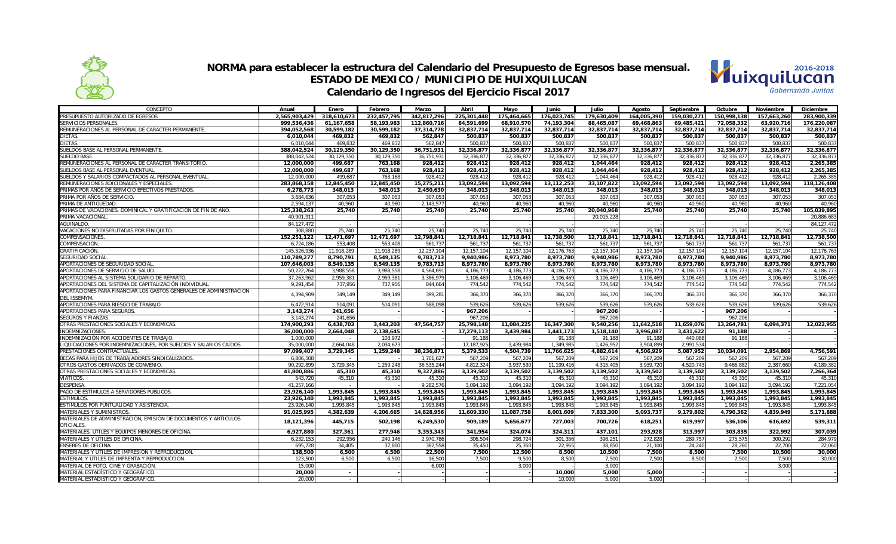# NORMA para establecer la estructura del Calendario del Presupuesto de Egresos base mensual.
## ESTADO DE MEXICO / MUNICIPIO DE HUIXQUILUCAN
## Calendario de Ingresos del Ejercicio Fiscal 2017

| CONCEPTO | Anual | Enero | Febrero | Marzo | Abril | Mayo | Junio | Julio | Agosto | Septiembre | Octubre | Noviembre | Diciembre |
|---|---|---|---|---|---|---|---|---|---|---|---|---|---|
| **PRESUPUESTO AUTORIZADO DE EGRESOS** | **2,565,903,429** | **318,610,673** | **232,457,795** | **342,817,296** | **225,301,448** | **175,464,665** | **176,023,745** | **179,630,409** | **164,005,390** | **159,030,271** | **150,998,138** | **157,663,260** | **283,900,339** |
| **SERVICIOS PERSONALES.** | **999,536,436** | **61,167,658** | **58,193,983** | **112,860,716** | **84,591,699** | **68,910,570** | **74,193,304** | **88,465,087** | **69,468,863** | **69,485,421** | **72,058,332** | **63,920,716** | **176,220,087** |
| **REMUNERACIONES AL PERSONAL DE CARACTER PERMANENTE.** | **394,052,568** | **30,599,182** | **30,599,182** | **37,314,778** | **32,837,714** | **32,837,714** | **32,837,714** | **32,837,714** | **32,837,714** | **32,837,714** | **32,837,714** | **32,837,714** | **32,837,714** |
| **DIETAS.** | **6,010,044** | **469,832** | **469,832** | **562,847** | **500,837** | **500,837** | **500,837** | **500,837** | **500,837** | **500,837** | **500,837** | **500,837** | **500,837** |
| DIETAS. | 6,010,044 | 469,832 | 469,832 | 562,847 | 500,837 | 500,837 | 500,837 | 500,837 | 500,837 | 500,837 | 500,837 | 500,837 | 500,837 |
| **SUELDOS BASE AL PERSONAL PERMANENTE.** | **388,042,524** | **30,129,350** | **30,129,350** | **36,751,931** | **32,336,877** | **32,336,877** | **32,336,877** | **32,336,877** | **32,336,877** | **32,336,877** | **32,336,877** | **32,336,877** | **32,336,877** |
| SUELDO BASE. | 388,042,524 | 30,129,350 | 30,129,350 | 36,751,931 | 32,336,877 | 32,336,877 | 32,336,877 | 32,336,877 | 32,336,877 | 32,336,877 | 32,336,877 | 32,336,877 | 32,336,877 |
| **REMUNERACIONES AL PERSONAL DE CARACTER TRANSITORIO.** | **12,000,000** | **499,687** | **763,168** | **928,412** | **928,412** | **928,412** | **928,412** | **1,044,464** | **928,412** | **928,412** | **928,412** | **928,412** | **2,265,385** |
| **SUELDOS BASE AL PERSONAL EVENTUAL.** | **12,000,000** | **499,687** | **763,168** | **928,412** | **928,412** | **928,412** | **928,412** | **1,044,464** | **928,412** | **928,412** | **928,412** | **928,412** | **2,265,385** |
| SUELDOS Y SALARIOS COMPACTADOS AL PERSONAL EVENTUAL. | 12,000,000 | 499,687 | 763,168 | 928,412 | 928,412 | 928,412 | 928,412 | 1,044,464 | 928,412 | 928,412 | 928,412 | 928,412 | 2,265,385 |
| **REMUNERACIONES ADICIONALES Y ESPECIALES.** | **283,868,158** | **12,845,450** | **12,845,450** | **15,275,211** | **13,092,594** | **13,092,594** | **13,112,253** | **33,107,822** | **13,092,594** | **13,092,594** | **13,092,594** | **13,092,594** | **118,126,408** |
| **PRIMAS POR AÑOS DE SERVICIO EFECTIVOS PRESTADOS.** | **6,278,773** | **348,013** | **348,013** | **2,450,630** | **348,013** | **348,013** | **348,013** | **348,013** | **348,013** | **348,013** | **348,013** | **348,013** | **348,013** |
| PRIMA POR AÑOS DE SERVICIO. | 3,684,636 | 307,053 | 307,053 | 307,053 | 307,053 | 307,053 | 307,053 | 307,053 | 307,053 | 307,053 | 307,053 | 307,053 | 307,053 |
| PRIMA DE ANTIGÜEDAD. | 2,594,137 | 40,960 | 40,960 | 2,143,577 | 40,960 | 40,960 | 40,960 | 40,960 | 40,960 | 40,960 | 40,960 | 40,960 | 40,960 |
| **PRIMAS DE VACACIONES, DOMINICAL Y GRATIFICACION DE FIN DE AÑO.** | **125,338,263** | **25,740** | **25,740** | **25,740** | **25,740** | **25,740** | **25,740** | **20,040,968** | **25,740** | **25,740** | **25,740** | **25,740** | **105,039,895** |
| PRIMA VACACIONAL. | 40,901,911 | | | | | | | 20,015,228 | | | | | 20,886,683 |
| AGUINALDO. | 84,127,472 | - | | | | | | | | | | | 84,127,472 |
| VACACIONES NO DISFRUTADAS POR FINIQUITO. | 308,880 | 25,740 | 25,740 | 25,740 | 25,740 | 25,740 | 25,740 | 25,740 | 25,740 | 25,740 | 25,740 | 25,740 | 25,740 |
| **COMPENSACIONES.** | **152,251,122** | **12,471,697** | **12,471,697** | **12,798,841** | **12,718,841** | **12,718,841** | **12,738,500** | **12,718,841** | **12,718,841** | **12,718,841** | **12,718,841** | **12,718,841** | **12,738,500** |
| COMPENSACION. | 6,724,186 | 553,408 | 553,408 | 561,737 | 561,737 | 561,737 | 561,737 | 561,737 | 561,737 | 561,737 | 561,737 | 561,737 | 561,737 |
| GRATIFICACIÓN. | 145,526,936 | 11,918,289 | 11,918,289 | 12,237,104 | 12,157,104 | 12,157,104 | 12,176,763 | 12,157,104 | 12,157,104 | 12,157,104 | 12,157,104 | 12,157,104 | 12,176,763 |
| **SEGURIDAD SOCIAL.** | **110,789,277** | **8,790,791** | **8,549,135** | **9,783,713** | **9,940,986** | **8,973,780** | **8,973,780** | **9,940,986** | **8,973,780** | **8,973,780** | **9,940,986** | **8,973,780** | **8,973,780** |
| **APORTACIONES DE SEGURIDAD SOCIAL.** | **107,646,003** | **8,549,135** | **8,549,135** | **9,783,713** | **8,973,780** | **8,973,780** | **8,973,780** | **8,973,780** | **8,973,780** | **8,973,780** | **8,973,780** | **8,973,780** | **8,973,780** |
| APORTACIONES DE SERVICIO DE SALUD. | 50,222,764 | 3,988,558 | 3,988,558 | 4,564,691 | 4,186,773 | 4,186,773 | 4,186,773 | 4,186,773 | 4,186,773 | 4,186,773 | 4,186,773 | 4,186,773 | 4,186,773 |
| APORTACIONES AL SISTEMA SOLIDARIO DE REPARTO. | 37,263,962 | 2,959,381 | 2,959,381 | 3,386,979 | 3,106,469 | 3,106,469 | 3,106,469 | 3,106,469 | 3,106,469 | 3,106,469 | 3,106,469 | 3,106,469 | 3,106,469 |
| APORTACIONES DEL SISTEMA DE CAPITALIZACIÓN INDIVIDUAL. | 9,291,454 | 737,956 | 737,956 | 844,664 | 774,542 | 774,542 | 774,542 | 774,542 | 774,542 | 774,542 | 774,542 | 774,542 | 774,542 |
| APORTACIONES PARA FINANCIAR LOS GASTOS GENERALES DE ADMINISTRACION DEL ISSEMYM. | 4,394,909 | 349,149 | 349,149 | 399,281 | 366,370 | 366,370 | 366,370 | 366,370 | 366,370 | 366,370 | 366,370 | 366,370 | 366,370 |
| APORTACIONES PARA RIESGO DE TRABAJO. | 6,472,914 | 514,091 | 514,091 | 588,098 | 539,626 | 539,626 | 539,626 | 539,626 | 539,626 | 539,626 | 539,626 | 539,626 | 539,626 |
| **APORTACIONES PARA SEGUROS.** | **3,143,274** | **241,656** | | | **967,206** | | | **967,206** | | | **967,206** | | |
| SEGUROS Y FIANZAS. | 3,143,274 | 241,656 | | | 967,206 | | | 967,206 | | | 967,206 | | |
| **OTRAS PRESTACIONES SOCIALES Y ECONOMICAS.** | **174,900,293** | **6,438,703** | **3,443,203** | **47,564,757** | **25,798,148** | **11,084,225** | **16,347,300** | **9,540,256** | **11,642,518** | **11,659,076** | **13,264,781** | **6,094,371** | **12,022,955** |
| **INDEMNIZACIONES.** | **36,000,000** | **2,664,048** | **2,138,645** | **-** | **17,279,113** | **3,439,984** | **1,441,173** | **1,518,140** | **3,996,087** | **3,431,622** | **91,188** | | |
| INDEMNIZACIÓN POR ACCIDENTES DE TRABAJO. | 1,000,000 | - | 103,972 | | 91,188 | | 91,188 | 91,188 | 91,188 | 440,088 | 91,188 | | |
| LIQUIDACIONES POR INDEMNIZACIONES, POR SUELDOS Y SALARIOS CAIDOS. | 35,000,000 | 2,664,048 | 2,034,673 | - | 17,187,925 | 3,439,984 | 1,349,985 | 1,426,952 | 3,904,899 | 2,991,534 | | | |
| **PRESTACIONES CONTRACTUALES.** | **97,099,407** | **3,729,345** | **1,259,248** | **38,236,871** | **5,379,533** | **4,504,739** | **11,766,625** | **4,882,614** | **4,506,929** | **5,087,952** | **10,034,091** | **2,954,869** | **4,756,591** |
| BECAS PARA HIJOS DE TRABAJADORES SINDICALIZADOS. | 6,806,508 | - | - | 1,701,627 | 567,209 | 567,209 | 567,209 | 567,209 | 567,209 | 567,209 | 567,209 | 567,209 | 567,209 |
| OTROS GASTOS DERIVADOS DE CONVENIO. | 90,292,899 | 3,729,345 | 1,259,248 | 36,535,244 | 4,812,324 | 3,937,530 | 11,199,416 | 4,315,405 | 3,939,720 | 4,520,743 | 9,466,882 | 2,387,660 | 4,189,382 |
| **OTRAS PRESTACIONES SOCIALES Y ECONOMICAS.** | **41,800,886** | **45,310** | **45,310** | **9,327,886** | **3,139,502** | **3,139,502** | **3,139,502** | **3,139,502** | **3,139,502** | **3,139,502** | **3,139,502** | **3,139,502** | **7,266,364** |
| VIATICOS. | 543,720 | 45,310 | 45,310 | 45,310 | 45,310 | 45,310 | 45,310 | 45,310 | 45,310 | 45,310 | 45,310 | 45,310 | 45,310 |
| DESPENSA. | 41,257,166 | | | 9,282,576 | 3,094,192 | 3,094,192 | 3,094,192 | 3,094,192 | 3,094,192 | 3,094,192 | 3,094,192 | 3,094,192 | 7,221,054 |
| **PAGO DE ESTÍMULOS A SERVIDORES PÚBLICOS.** | **23,926,140** | **1,993,845** | **1,993,845** | **1,993,845** | **1,993,845** | **1,993,845** | **1,993,845** | **1,993,845** | **1,993,845** | **1,993,845** | **1,993,845** | **1,993,845** | **1,993,845** |
| **ESTIMULOS.** | **23,926,140** | **1,993,845** | **1,993,845** | **1,993,845** | **1,993,845** | **1,993,845** | **1,993,845** | **1,993,845** | **1,993,845** | **1,993,845** | **1,993,845** | **1,993,845** | **1,993,845** |
| ESTIMULOS POR PUNTUALIDAD Y ASISTENCIA. | 23,926,140 | 1,993,845 | 1,993,845 | 1,993,845 | 1,993,845 | 1,993,845 | 1,993,845 | 1,993,845 | 1,993,845 | 1,993,845 | 1,993,845 | 1,993,845 | 1,993,845 |
| **MATERIALES Y SUMINISTROS.** | **91,025,995** | **4,382,639** | **4,206,665** | **14,828,956** | **11,609,330** | **11,087,758** | **8,001,609** | **7,833,300** | **5,093,737** | **9,179,802** | **4,790,362** | **4,839,949** | **5,171,888** |
| **MATERIALES DE ADMINISTRACIÓN, EMISIÓN DE DOCUMENTOS Y ARTICULOS OFICIALES.** | **18,121,396** | **445,715** | **502,198** | **6,249,530** | **909,189** | **5,656,677** | **727,003** | **700,726** | **618,251** | **619,997** | **536,106** | **616,692** | **539,311** |
| **MATERIALES, UTILES Y EQUIPOS MENORES DE OFICINA.** | **6,927,880** | **327,361** | **277,946** | **3,353,343** | **341,954** | **324,074** | **324,311** | **437,101** | **293,928** | **313,997** | **303,835** | **322,992** | **307,039** |
| MATERIALES Y ÚTILES DE OFICINA. | 6,232,153 | 292,956 | 240,146 | 2,970,786 | 306,504 | 298,724 | 301,356 | 398,251 | 272,828 | 289,757 | 275,575 | 300,292 | 284,979 |
| ENSERES DE OFICINA. | 695,728 | 34,405 | 37,800 | 382,558 | 35,450 | 25,350 | 22,955 | 38,850 | 21,100 | 24,240 | 28,260 | 22,700 | 22,060 |
| **MATERIALES Y ÚTILES DE IMPRESIÓN Y REPRODUCCIÓN.** | **138,500** | **6,500** | **6,500** | **22,500** | **7,500** | **12,500** | **8,500** | **10,500** | **7,500** | **8,500** | **7,500** | **10,500** | **30,000** |
| MATERIAL Y ÚTILES DE IMPRENTA Y REPRODUCCIÓN. | 123,500 | 6,500 | 6,500 | 16,500 | 7,500 | 9,500 | 8,500 | 7,500 | 7,500 | 8,500 | 7,500 | 7,500 | 30,000 |
| MATERIAL DE FOTO, CINE Y GRABACIÓN. | 15,000 | - | | 6,000 | | 3,000 | | 3,000 | | | | 3,000 | |
| **MATERIAL ESTADISTICO Y GEOGRÁFICO.** | **20,000** | **-** | | | | | **10,000** | **5,000** | **5,000** | | | | |
| MATERIAL ESTADISTICO Y GEOGRÁFICO. | 20,000 | - | | | | | 10,000 | 5,000 | 5,000 | | | | |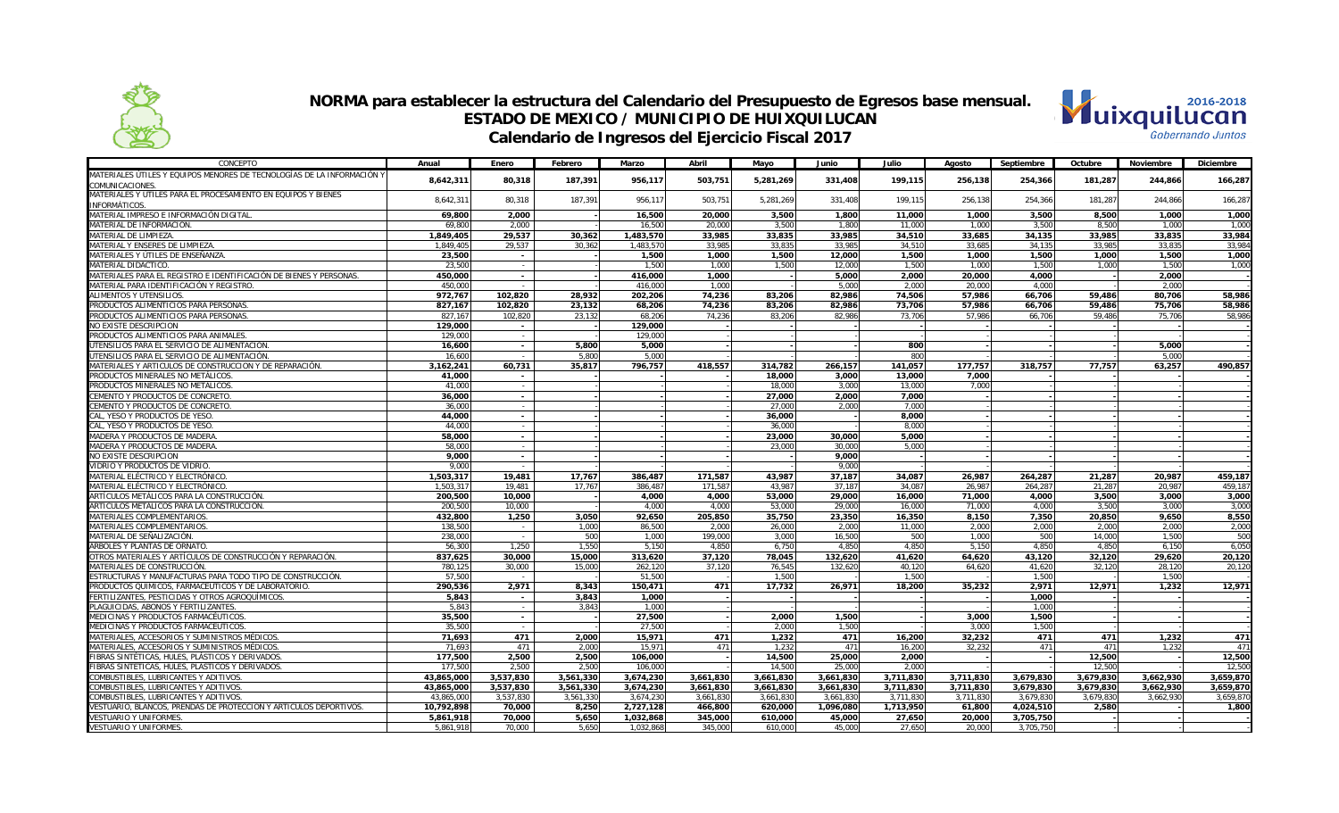# NORMA para establecer la estructura del Calendario del Presupuesto de Egresos base mensual.
## ESTADO DE MEXICO / MUNICIPIO DE HUIXQUILUCAN
## Calendario de Ingresos del Ejercicio Fiscal 2017

| CONCEPTO | Anual | Enero | Febrero | Marzo | Abril | Mayo | Junio | Julio | Agosto | Septiembre | Octubre | Noviembre | Diciembre |
|---|---|---|---|---|---|---|---|---|---|---|---|---|---|
| **MATERIALES ÚTILES Y EQUIPOS MENORES DE TECNOLOGÍAS DE LA INFORMACIÓN Y COMUNICACIONES.** | **8,642,311** | **80,318** | **187,391** | **956,117** | **503,751** | **5,281,269** | **331,408** | **199,115** | **256,138** | **254,366** | **181,287** | **244,866** | **166,287** |
| MATERIALES Y ÚTILES PARA EL PROCESAMIENTO EN EQUIPOS Y BIENES INFORMÁTICOS. | 8,642,311 | 80,318 | 187,391 | 956,117 | 503,751 | 5,281,269 | 331,408 | 199,115 | 256,138 | 254,366 | 181,287 | 244,866 | 166,287 |
| **MATERIAL IMPRESO E INFORMACIÓN DIGITAL.** | **69,800** | **2,000** | **-** | **16,500** | **20,000** | **3,500** | **1,800** | **11,000** | **1,000** | **3,500** | **8,500** | **1,000** | **1,000** |
| MATERIAL DE INFORMACION. | 69,800 | 2,000 | - | 16,500 | 20,000 | 3,500 | 1,800 | 11,000 | 1,000 | 3,500 | 8,500 | 1,000 | 1,000 |
| **MATERIAL DE LIMPIEZA.** | **1,849,405** | **29,537** | **30,362** | **1,483,570** | **33,985** | **33,835** | **33,985** | **34,510** | **33,685** | **34,135** | **33,985** | **33,835** | **33,984** |
| MATERIAL Y ENSERES DE LIMPIEZA. | 1,849,405 | 29,537 | 30,362 | 1,483,570 | 33,985 | 33,835 | 33,985 | 34,510 | 33,685 | 34,135 | 33,985 | 33,835 | 33,984 |
| **MATERIALES Y ÚTILES DE ENSEÑANZA.** | **23,500** | **-** | **-** | **1,500** | **1,000** | **1,500** | **12,000** | **1,500** | **1,000** | **1,500** | **1,000** | **1,500** | **1,000** |
| MATERIAL DIDACTICO. | 23,500 | - | - | 1,500 | 1,000 | 1,500 | 12,000 | 1,500 | 1,000 | 1,500 | 1,000 | 1,500 | 1,000 |
| **MATERIALES PARA EL REGISTRO E IDENTIFICACIÓN DE BIENES Y PERSONAS.** | **450,000** | **-** | **-** | **416,000** | **1,000** | **-** | **5,000** | **2,000** | **20,000** | **4,000** | **-** | **2,000** | **-** |
| MATERIAL PARA IDENTIFICACIÓN Y REGISTRO. | 450,000 | - | - | 416,000 | 1,000 | - | 5,000 | 2,000 | 20,000 | 4,000 | - | 2,000 | - |
| **ALIMENTOS Y UTENSILIOS.** | **972,767** | **102,820** | **28,932** | **202,206** | **74,236** | **83,206** | **82,986** | **74,506** | **57,986** | **66,706** | **59,486** | **80,706** | **58,986** |
| **PRODUCTOS ALIMENTICIOS PARA PERSONAS.** | **827,167** | **102,820** | **23,132** | **68,206** | **74,236** | **83,206** | **82,986** | **73,706** | **57,986** | **66,706** | **59,486** | **75,706** | **58,986** |
| PRODUCTOS ALIMENTICIOS PARA PERSONAS. | 827,167 | 102,820 | 23,132 | 68,206 | 74,236 | 83,206 | 82,986 | 73,706 | 57,986 | 66,706 | 59,486 | 75,706 | 58,986 |
| **NO EXISTE DESCRIPCION** | **129,000** | **-** | **-** | **129,000** | **-** | **-** | **-** | **-** | **-** | **-** | **-** | **-** | **-** |
| PRODUCTOS ALIMENTICIOS PARA ANIMALES. | 129,000 | - | - | 129,000 | - | - | - | - | - | - | - | - | - |
| **UTENSILIOS PARA EL SERVICIO DE ALIMENTACION.** | **16,600** | **-** | **5,800** | **5,000** | **-** | **-** | **-** | **800** | **-** | **-** | **-** | **5,000** | **-** |
| UTENSILIOS PARA EL SERVICIO DE ALIMENTACIÓN. | 16,600 | - | 5,800 | 5,000 | - | - | - | 800 | - | - | - | 5,000 | - |
| **MATERIALES Y ARTICULOS DE CONSTRUCCION Y DE REPARACIÓN.** | **3,162,241** | **60,731** | **35,817** | **796,757** | **418,557** | **314,782** | **266,157** | **141,057** | **177,757** | **318,757** | **77,757** | **63,257** | **490,857** |
| **PRODUCTOS MINERALES NO METALICOS.** | **41,000** | **-** | **-** | **-** | **-** | **18,000** | **3,000** | **13,000** | **7,000** | **-** | **-** | **-** | **-** |
| PRODUCTOS MINERALES NO METALICOS. | 41,000 | - | - | - | - | 18,000 | 3,000 | 13,000 | 7,000 | - | - | - | - |
| **CEMENTO Y PRODUCTOS DE CONCRETO.** | **36,000** | **-** | **-** | **-** | **-** | **27,000** | **2,000** | **7,000** | **-** | **-** | **-** | **-** | **-** |
| CEMENTO Y PRODUCTOS DE CONCRETO. | 36,000 | - | - | - | - | 27,000 | 2,000 | 7,000 | - | - | - | - | - |
| **CAL, YESO Y PRODUCTOS DE YESO.** | **44,000** | **-** | **-** | **-** | **-** | **36,000** | **-** | **8,000** | **-** | **-** | **-** | **-** | **-** |
| CAL, YESO Y PRODUCTOS DE YESO. | 44,000 | - | - | - | - | 36,000 | - | 8,000 | - | - | - | - | - |
| **MADERA Y PRODUCTOS DE MADERA.** | **58,000** | **-** | **-** | **-** | **-** | **23,000** | **30,000** | **5,000** | **-** | **-** | **-** | **-** | **-** |
| MADERA Y PRODUCTOS DE MADERA. | 58,000 | - | - | - | - | 23,000 | 30,000 | 5,000 | - | - | - | - | - |
| **NO EXISTE DESCRIPCION** | **9,000** | **-** | **-** | **-** | **-** | **-** | **9,000** | **-** | **-** | **-** | **-** | **-** | **-** |
| VIDRIO Y PRODUCTOS DE VIDRIO. | 9,000 | - | - | - | - | - | 9,000 | - | - | - | - | - | - |
| **MATERIAL ELÉCTRICO Y ELECTRÓNICO.** | **1,503,317** | **19,481** | **17,767** | **386,487** | **171,587** | **43,987** | **37,187** | **34,087** | **26,987** | **264,287** | **21,287** | **20,987** | **459,187** |
| MATERIAL ELÉCTRICO Y ELECTRÓNICO. | 1,503,317 | 19,481 | 17,767 | 386,487 | 171,587 | 43,987 | 37,187 | 34,087 | 26,987 | 264,287 | 21,287 | 20,987 | 459,187 |
| **ARTÍCULOS METÁLICOS PARA LA CONSTRUCCIÓN.** | **200,500** | **10,000** | **-** | **4,000** | **4,000** | **53,000** | **29,000** | **16,000** | **71,000** | **4,000** | **3,500** | **3,000** | **3,000** |
| ARTICULOS METALICOS PARA LA CONSTRUCCION. | 200,500 | 10,000 | - | 4,000 | 4,000 | 53,000 | 29,000 | 16,000 | 71,000 | 4,000 | 3,500 | 3,000 | 3,000 |
| **MATERIALES COMPLEMENTARIOS.** | **432,800** | **1,250** | **3,050** | **92,650** | **205,850** | **35,750** | **23,350** | **16,350** | **8,150** | **7,350** | **20,850** | **9,650** | **8,550** |
| MATERIALES COMPLEMENTARIOS. | 138,500 | - | 1,000 | 86,500 | 2,000 | 26,000 | 2,000 | 11,000 | 2,000 | 2,000 | 2,000 | 2,000 | 2,000 |
| MATERIAL DE SEÑALIZACIÓN. | 238,000 | - | 500 | 1,000 | 199,000 | 3,000 | 16,500 | 500 | 1,000 | 500 | 14,000 | 1,500 | 500 |
| ARBOLES Y PLANTAS DE ORNATO. | 56,300 | 1,250 | 1,550 | 5,150 | 4,850 | 6,750 | 4,850 | 4,850 | 5,150 | 4,850 | 4,850 | 6,150 | 6,050 |
| **OTROS MATERIALES Y ARTÍCULOS DE CONSTRUCCIÓN Y REPARACIÓN.** | **837,625** | **30,000** | **15,000** | **313,620** | **37,120** | **78,045** | **132,620** | **41,620** | **64,620** | **43,120** | **32,120** | **29,620** | **20,120** |
| MATERIALES DE CONSTRUCCIÓN. | 780,125 | 30,000 | 15,000 | 262,120 | 37,120 | 76,545 | 132,620 | 40,120 | 64,620 | 41,620 | 32,120 | 28,120 | 20,120 |
| ESTRUCTURAS Y MANUFACTURAS PARA TODO TIPO DE CONSTRUCCIÓN. | 57,500 | - | - | 51,500 | - | 1,500 | - | 1,500 | - | 1,500 | - | 1,500 | - |
| **PRODUCTOS QUIMICOS, FARMACEUTICOS Y DE LABORATORIO.** | **290,536** | **2,971** | **8,343** | **150,471** | **471** | **17,732** | **26,971** | **18,200** | **35,232** | **2,971** | **12,971** | **1,232** | **12,971** |
| **FERTILIZANTES, PESTICIDAS Y OTROS AGROQUÍMICOS.** | **5,843** | **-** | **3,843** | **1,000** | **-** | **-** | **-** | **-** | **-** | **1,000** | **-** | **-** | **-** |
| PLAGUICIDAS, ABONOS Y FERTILIZANTES. | 5,843 | - | 3,843 | 1,000 | - | - | - | - | - | 1,000 | - | - | - |
| **MEDICINAS Y PRODUCTOS FARMACÉUTICOS.** | **35,500** | **-** | **-** | **27,500** | **-** | **2,000** | **1,500** | **-** | **3,000** | **1,500** | **-** | **-** | **-** |
| MEDICINAS Y PRODUCTOS FARMACÉUTICOS. | 35,500 | - | - | 27,500 | - | 2,000 | 1,500 | - | 3,000 | 1,500 | - | - | - |
| **MATERIALES, ACCESORIOS Y SUMINISTROS MÉDICOS.** | **71,693** | **471** | **2,000** | **15,971** | **471** | **1,232** | **471** | **16,200** | **32,232** | **471** | **471** | **1,232** | **471** |
| MATERIALES, ACCESORIOS Y SUMINISTROS MÉDICOS. | 71,693 | 471 | 2,000 | 15,971 | 471 | 1,232 | 471 | 16,200 | 32,232 | 471 | 471 | 1,232 | 471 |
| **FIBRAS SINTÉTICAS, HULES, PLÁSTICOS Y DERIVADOS.** | **177,500** | **2,500** | **2,500** | **106,000** | **-** | **14,500** | **25,000** | **2,000** | **-** | **-** | **12,500** | **-** | **12,500** |
| FIBRAS SINTETICAS, HULES, PLASTICOS Y DERIVADOS. | 177,500 | 2,500 | 2,500 | 106,000 | - | 14,500 | 25,000 | 2,000 | - | - | 12,500 | - | 12,500 |
| **COMBUSTIBLES, LUBRICANTES Y ADITIVOS.** | **43,865,000** | **3,537,830** | **3,561,330** | **3,674,230** | **3,661,830** | **3,661,830** | **3,661,830** | **3,711,830** | **3,711,830** | **3,679,830** | **3,679,830** | **3,662,930** | **3,659,870** |
| **COMBUSTIBLES, LUBRICANTES Y ADITIVOS.** | **43,865,000** | **3,537,830** | **3,561,330** | **3,674,230** | **3,661,830** | **3,661,830** | **3,661,830** | **3,711,830** | **3,711,830** | **3,679,830** | **3,679,830** | **3,662,930** | **3,659,870** |
| COMBUSTIBLES, LUBRICANTES Y ADITIVOS. | 43,865,000 | 3,537,830 | 3,561,330 | 3,674,230 | 3,661,830 | 3,661,830 | 3,661,830 | 3,711,830 | 3,711,830 | 3,679,830 | 3,679,830 | 3,662,930 | 3,659,870 |
| **VESTUARIO, BLANCOS, PRENDAS DE PROTECCION Y ARTICULOS DEPORTIVOS.** | **10,792,898** | **70,000** | **8,250** | **2,727,128** | **466,800** | **620,000** | **1,096,080** | **1,713,950** | **61,800** | **4,024,510** | **2,580** | **-** | **1,800** |
| **VESTUARIO Y UNIFORMES.** | **5,861,918** | **70,000** | **5,650** | **1,032,868** | **345,000** | **610,000** | **45,000** | **27,650** | **20,000** | **3,705,750** | **-** | **-** | **-** |
| VESTUARIO Y UNIFORMES. | 5,861,918 | 70,000 | 5,650 | 1,032,868 | 345,000 | 610,000 | 45,000 | 27,650 | 20,000 | 3,705,750 | - | - | - |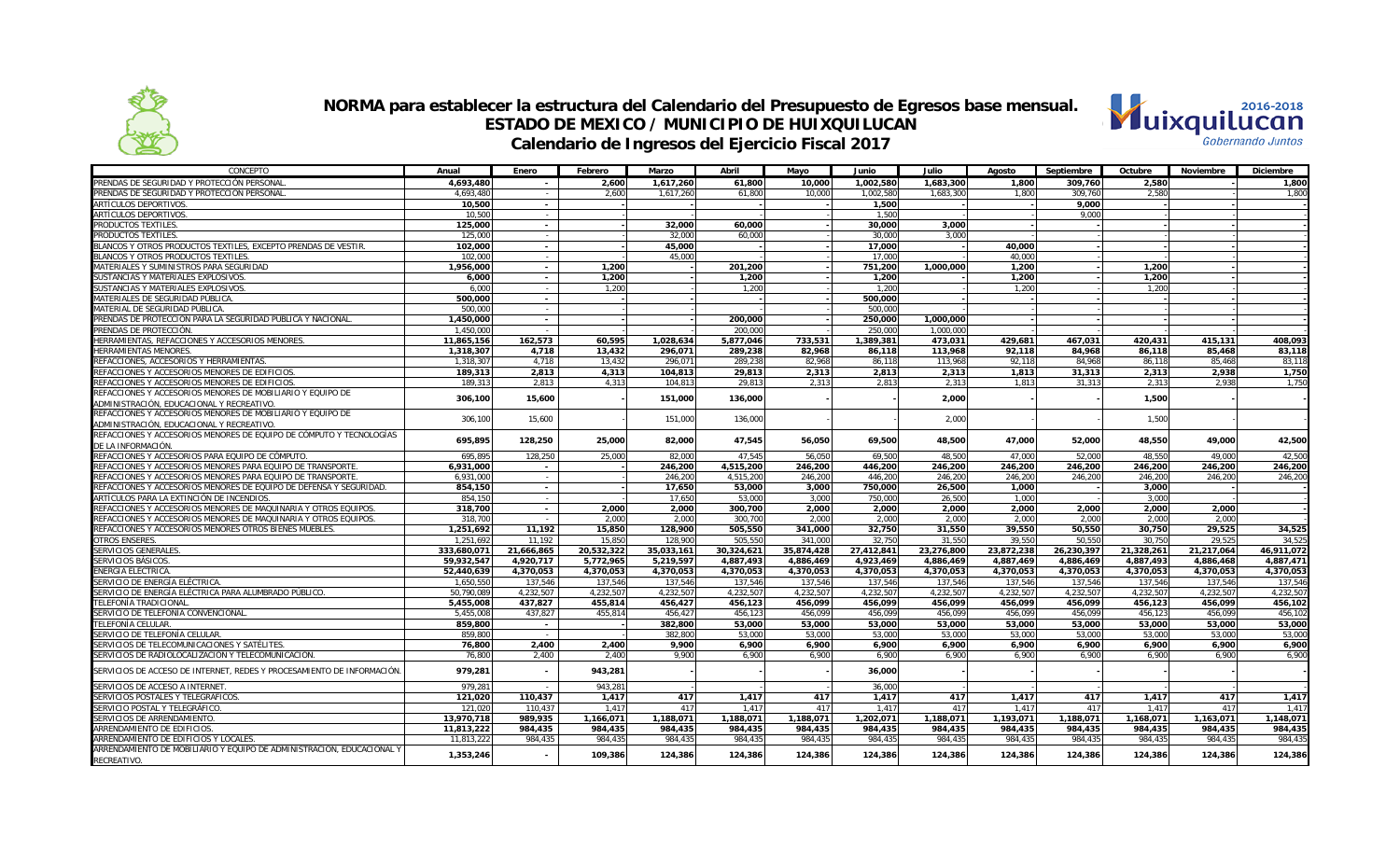# NORMA para establecer la estructura del Calendario del Presupuesto de Egresos base mensual.
## ESTADO DE MEXICO / MUNICIPIO DE HUIXQUILUCAN
## Calendario de Ingresos del Ejercicio Fiscal 2017

| CONCEPTO | Anual | Enero | Febrero | Marzo | Abril | Mayo | Junio | Julio | Agosto | Septiembre | Octubre | Noviembre | Diciembre |
|---|---|---|---|---|---|---|---|---|---|---|---|---|---|
| **PRENDAS DE SEGURIDAD Y PROTECCIÓN PERSONAL.** | **4,693,480** | **-** | **2,600** | **1,617,260** | **61,800** | **10,000** | **1,002,580** | **1,683,300** | **1,800** | **309,760** | **2,580** | **-** | **1,800** |
| PRENDAS DE SEGURIDAD Y PROTECCIÓN PERSONAL. | 4,693,480 | - | 2,600 | 1,617,260 | 61,800 | 10,000 | 1,002,580 | 1,683,300 | 1,800 | 309,760 | 2,580 | - | 1,800 |
| **ARTÍCULOS DEPORTIVOS.** | **10,500** | **-** | **-** | **-** | **-** | **-** | **1,500** | **-** | **-** | **9,000** | **-** | **-** | **-** |
| ARTÍCULOS DEPORTIVOS. | 10,500 | - | - | - | - | - | 1,500 | - | - | 9,000 | - | - | - |
| **PRODUCTOS TEXTILES.** | **125,000** | **-** | **-** | **32,000** | **60,000** | **-** | **30,000** | **3,000** | **-** | **-** | **-** | **-** | **-** |
| PRODUCTOS TEXTILES. | 125,000 | - | - | 32,000 | 60,000 | - | 30,000 | 3,000 | - | - | - | - | - |
| **BLANCOS Y OTROS PRODUCTOS TEXTILES, EXCEPTO PRENDAS DE VESTIR.** | **102,000** | **-** | **-** | **45,000** | **-** | **-** | **17,000** | **-** | **40,000** | **-** | **-** | **-** | **-** |
| BLANCOS Y OTROS PRODUCTOS TEXTILES. | 102,000 | - | - | 45,000 | - | - | 17,000 | - | 40,000 | - | - | - | - |
| **MATERIALES Y SUMINISTROS PARA SEGURIDAD** | **1,956,000** | **-** | **1,200** | **-** | **201,200** | **-** | **751,200** | **1,000,000** | **1,200** | **-** | **1,200** | **-** | **-** |
| **SUSTANCIAS Y MATERIALES EXPLOSIVOS.** | **6,000** | **-** | **1,200** | **-** | **1,200** | **-** | **1,200** | **-** | **1,200** | **-** | **1,200** | **-** | **-** |
| SUSTANCIAS Y MATERIALES EXPLOSIVOS. | 6,000 | - | 1,200 | - | 1,200 | - | 1,200 | - | 1,200 | - | 1,200 | - | - |
| **MATERIALES DE SEGURIDAD PUBLICA.** | **500,000** | **-** | **-** | **-** | **-** | **-** | **500,000** | **-** | **-** | **-** | **-** | **-** | **-** |
| MATERIAL DE SEGURIDAD PUBLICA. | 500,000 | - | - | - | - | - | 500,000 | - | - | - | - | - | - |
| **PRENDAS DE PROTECCION PARA LA SEGURIDAD PUBLICA Y NACIONAL.** | **1,450,000** | **-** | **-** | **-** | **200,000** | **-** | **250,000** | **1,000,000** | **-** | **-** | **-** | **-** | **-** |
| PRENDAS DE PROTECCIÓN. | 1,450,000 | - | - | - | 200,000 | - | 250,000 | 1,000,000 | - | - | - | - | - |
| **HERRAMIENTAS, REFACCIONES Y ACCESORIOS MENORES.** | **11,865,156** | **162,573** | **60,595** | **1,028,634** | **5,877,046** | **733,531** | **1,389,381** | **473,031** | **429,681** | **467,031** | **420,431** | **415,131** | **408,093** |
| **HERRAMIENTAS MENORES.** | **1,318,307** | **4,718** | **13,432** | **296,071** | **289,238** | **82,968** | **86,118** | **113,968** | **92,118** | **84,968** | **86,118** | **85,468** | **83,118** |
| REFACCIONES, ACCESORIOS Y HERRAMIENTAS. | 1,318,307 | 4,718 | 13,432 | 296,071 | 289,238 | 82,968 | 86,118 | 113,968 | 92,118 | 84,968 | 86,118 | 85,468 | 83,118 |
| **REFACCIONES Y ACCESORIOS MENORES DE EDIFICIOS.** | **189,313** | **2,813** | **4,313** | **104,813** | **29,813** | **2,313** | **2,813** | **2,313** | **1,813** | **31,313** | **2,313** | **2,938** | **1,750** |
| REFACCIONES Y ACCESORIOS MENORES DE EDIFICIOS. | 189,313 | 2,813 | 4,313 | 104,813 | 29,813 | 2,313 | 2,813 | 2,313 | 1,813 | 31,313 | 2,313 | 2,938 | 1,750 |
| **REFACCIONES Y ACCESORIOS MENORES DE MOBILIARIO Y EQUIPO DE ADMINISTRACIÓN, EDUCACIONAL Y RECREATIVO.** | **306,100** | **15,600** | **-** | **151,000** | **136,000** | **-** | **-** | **2,000** | **-** | **-** | **1,500** | **-** | **-** |
| REFACCIONES Y ACCESORIOS MENORES DE MOBILIARIO Y EQUIPO DE ADMINISTRACIÓN, EDUCACIONAL Y RECREATIVO. | 306,100 | 15,600 | - | 151,000 | 136,000 | - | - | 2,000 | - | - | 1,500 | - | - |
| **REFACCIONES Y ACCESORIOS MENORES DE EQUIPO DE CÓMPUTO Y TECNOLOGÍAS DE LA INFORMACIÓN.** | **695,895** | **128,250** | **25,000** | **82,000** | **47,545** | **56,050** | **69,500** | **48,500** | **47,000** | **52,000** | **48,550** | **49,000** | **42,500** |
| REFACCIONES Y ACCESORIOS PARA EQUIPO DE CÓMPUTO. | 695,895 | 128,250 | 25,000 | 82,000 | 47,545 | 56,050 | 69,500 | 48,500 | 47,000 | 52,000 | 48,550 | 49,000 | 42,500 |
| **REFACCIONES Y ACCESORIOS MENORES PARA EQUIPO DE TRANSPORTE.** | **6,931,000** | **-** | **-** | **246,200** | **4,515,200** | **246,200** | **446,200** | **246,200** | **246,200** | **246,200** | **246,200** | **246,200** | **246,200** |
| REFACCIONES Y ACCESORIOS MENORES PARA EQUIPO DE TRANSPORTE. | 6,931,000 | - | - | 246,200 | 4,515,200 | 246,200 | 446,200 | 246,200 | 246,200 | 246,200 | 246,200 | 246,200 | 246,200 |
| **REFACCIONES Y ACCESORIOS MENORES DE EQUIPO DE DEFENSA Y SEGURIDAD.** | **854,150** | **-** | **-** | **17,650** | **53,000** | **3,000** | **750,000** | **26,500** | **1,000** | **-** | **3,000** | **-** | **-** |
| ARTICULOS PARA LA EXTINCIÓN DE INCENDIOS. | 854,150 | - | - | 17,650 | 53,000 | 3,000 | 750,000 | 26,500 | 1,000 | - | 3,000 | - | - |
| **REFACCIONES Y ACCESORIOS MENORES DE MAQUINARIA Y OTROS EQUIPOS.** | **318,700** | **-** | **2,000** | **2,000** | **300,700** | **2,000** | **2,000** | **2,000** | **2,000** | **2,000** | **2,000** | **2,000** | **-** |
| REFACCIONES Y ACCESORIOS MENORES DE MAQUINARIA Y OTROS EQUIPOS. | 318,700 | - | 2,000 | 2,000 | 300,700 | 2,000 | 2,000 | 2,000 | 2,000 | 2,000 | 2,000 | 2,000 | - |
| **REFACCIONES Y ACCESORIOS MENORES OTROS BIENES MUEBLES.** | **1,251,692** | **11,192** | **15,850** | **128,900** | **505,550** | **341,000** | **32,750** | **31,550** | **39,550** | **50,550** | **30,750** | **29,525** | **34,525** |
| OTROS ENSERES. | 1,251,692 | 11,192 | 15,850 | 128,900 | 505,550 | 341,000 | 32,750 | 31,550 | 39,550 | 50,550 | 30,750 | 29,525 | 34,525 |
| **SERVICIOS GENERALES.** | **333,680,071** | **21,666,865** | **20,532,322** | **35,033,161** | **30,324,621** | **35,874,428** | **27,412,841** | **23,276,800** | **23,872,238** | **26,230,397** | **21,328,261** | **21,217,064** | **46,911,072** |
| **SERVICIOS BÁSICOS.** | **59,932,547** | **4,920,717** | **5,772,965** | **5,219,597** | **4,887,493** | **4,886,469** | **4,923,469** | **4,886,469** | **4,887,469** | **4,886,469** | **4,887,493** | **4,886,468** | **4,887,471** |
| **ENERGÍA ELÉCTRICA.** | **52,440,639** | **4,370,053** | **4,370,053** | **4,370,053** | **4,370,053** | **4,370,053** | **4,370,053** | **4,370,053** | **4,370,053** | **4,370,053** | **4,370,053** | **4,370,053** | **4,370,053** |
| SERVICIO DE ENERGÍA ELÉCTRICA. | 1,650,550 | 137,546 | 137,546 | 137,546 | 137,546 | 137,546 | 137,546 | 137,546 | 137,546 | 137,546 | 137,546 | 137,546 | 137,546 |
| SERVICIO DE ENERGÍA ELÉCTRICA PARA ALUMBRADO PÚBLICO. | 50,790,089 | 4,232,507 | 4,232,507 | 4,232,507 | 4,232,507 | 4,232,507 | 4,232,507 | 4,232,507 | 4,232,507 | 4,232,507 | 4,232,507 | 4,232,507 | 4,232,507 |
| **TELEFONÍA TRADICIONAL.** | **5,455,008** | **437,827** | **455,814** | **456,427** | **456,123** | **456,099** | **456,099** | **456,099** | **456,099** | **456,099** | **456,123** | **456,099** | **456,102** |
| SERVICIO DE TELEFONIA CONVENCIONAL. | 5,455,008 | 437,827 | 455,814 | 456,427 | 456,123 | 456,099 | 456,099 | 456,099 | 456,099 | 456,099 | 456,123 | 456,099 | 456,102 |
| **TELEFONÍA CELULAR.** | **859,800** | **-** | **-** | **382,800** | **53,000** | **53,000** | **53,000** | **53,000** | **53,000** | **53,000** | **53,000** | **53,000** | **53,000** |
| SERVICIO DE TELEFONÍA CELULAR. | 859,800 | - | - | 382,800 | 53,000 | 53,000 | 53,000 | 53,000 | 53,000 | 53,000 | 53,000 | 53,000 | 53,000 |
| **SERVICIOS DE TELECOMUNICACIONES Y SATÉLITES.** | **76,800** | **2,400** | **2,400** | **9,900** | **6,900** | **6,900** | **6,900** | **6,900** | **6,900** | **6,900** | **6,900** | **6,900** | **6,900** |
| SERVICIOS DE RADIOLOCALIZACION Y TELECOMUNICACION. | 76,800 | 2,400 | 2,400 | 9,900 | 6,900 | 6,900 | 6,900 | 6,900 | 6,900 | 6,900 | 6,900 | 6,900 | 6,900 |
| **SERVICIOS DE ACCESO DE INTERNET, REDES Y PROCESAMIENTO DE INFORMACIÓN.** | **979,281** | **-** | **943,281** | **-** | **-** | **-** | **36,000** | **-** | **-** | **-** | **-** | **-** | **-** |
| SERVICIOS DE ACCESO A INTERNET. | 979,281 | - | 943,281 | - | - | - | 36,000 | - | - | - | - | - | - |
| **SERVICIOS POSTALES Y TELEGRAFICOS.** | **121,020** | **110,437** | **1,417** | **417** | **1,417** | **417** | **1,417** | **417** | **1,417** | **417** | **1,417** | **417** | **1,417** |
| SERVICIO POSTAL Y TELEGRÁFICO. | 121,020 | 110,437 | 1,417 | 417 | 1,417 | 417 | 1,417 | 417 | 1,417 | 417 | 1,417 | 417 | 1,417 |
| **SERVICIOS DE ARRENDAMIENTO.** | **13,970,718** | **989,935** | **1,166,071** | **1,188,071** | **1,188,071** | **1,188,071** | **1,202,071** | **1,188,071** | **1,193,071** | **1,188,071** | **1,168,071** | **1,163,071** | **1,148,071** |
| **ARRENDAMIENTO DE EDIFICIOS.** | **11,813,222** | **984,435** | **984,435** | **984,435** | **984,435** | **984,435** | **984,435** | **984,435** | **984,435** | **984,435** | **984,435** | **984,435** | **984,435** |
| ARRENDAMIENTO DE EDIFICIOS Y LOCALES. | 11,813,222 | 984,435 | 984,435 | 984,435 | 984,435 | 984,435 | 984,435 | 984,435 | 984,435 | 984,435 | 984,435 | 984,435 | 984,435 |
| **ARRENDAMIENTO DE MOBILIARIO Y EQUIPO DE ADMINISTRACION, EDUCACIONAL Y RECREATIVO.** | **1,353,246** | **-** | **109,386** | **124,386** | **124,386** | **124,386** | **124,386** | **124,386** | **124,386** | **124,386** | **124,386** | **124,386** | **124,386** |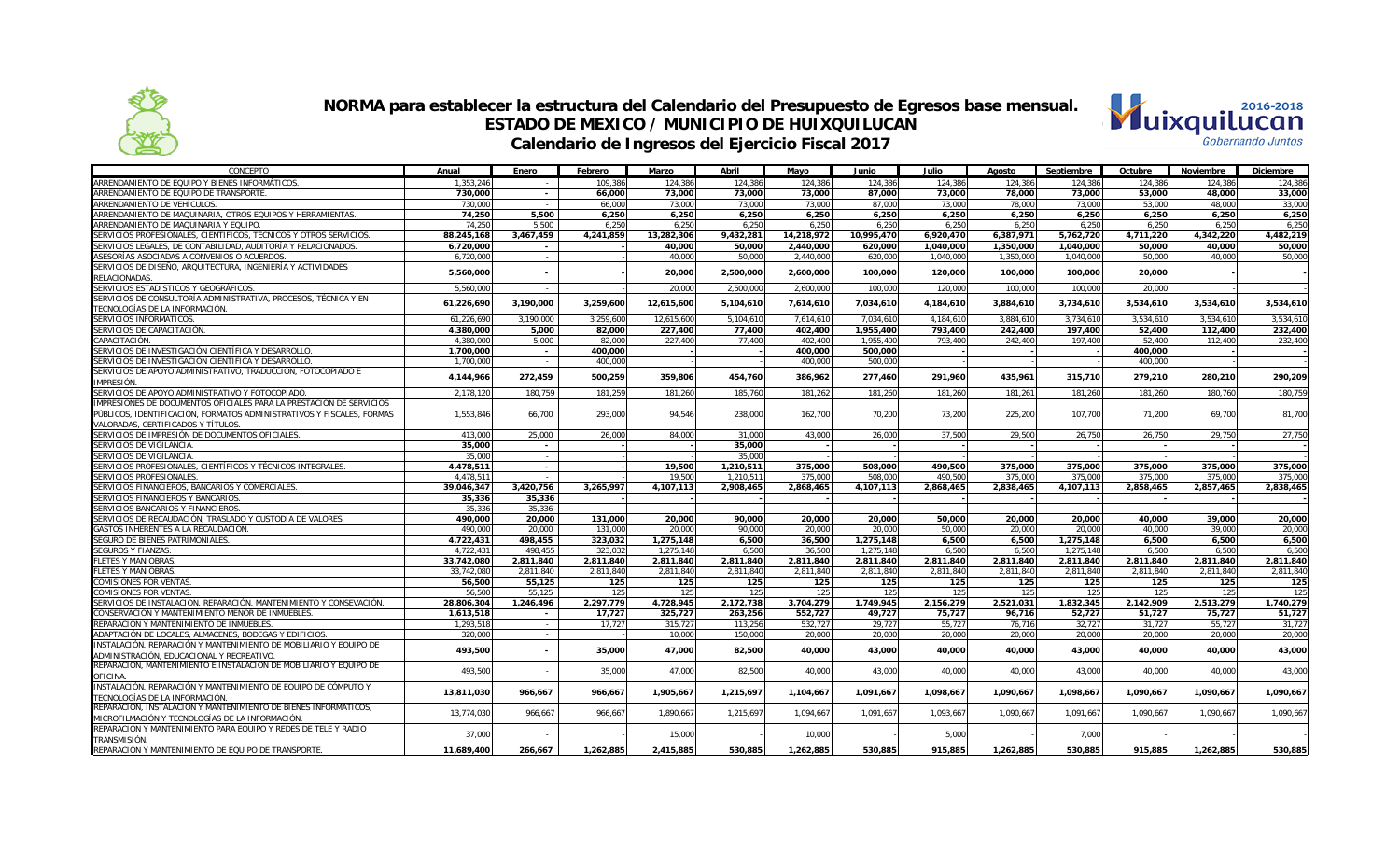# NORMA para establecer la estructura del Calendario del Presupuesto de Egresos base mensual.
## ESTADO DE MEXICO / MUNICIPIO DE HUIXQUILUCAN
## Calendario de Ingresos del Ejercicio Fiscal 2017

| CONCEPTO | Anual | Enero | Febrero | Marzo | Abril | Mayo | Junio | Julio | Agosto | Septiembre | Octubre | Noviembre | Diciembre |
|---|---|---|---|---|---|---|---|---|---|---|---|---|---|
| ARRENDAMIENTO DE EQUIPO Y BIENES INFORMÁTICOS. | 1,353,246 | - | 109,386 | 124,386 | 124,386 | 124,386 | 124,386 | 124,386 | 124,386 | 124,386 | 124,386 | 124,386 | 124,386 |
| **ARRENDAMIENTO DE EQUIPO DE TRANSPORTE.** | **730,000** | **-** | **66,000** | **73,000** | **73,000** | **73,000** | **87,000** | **73,000** | **78,000** | **73,000** | **53,000** | **48,000** | **33,000** |
| ARRENDAMIENTO DE VEHÍCULOS. | 730,000 | - | 66,000 | 73,000 | 73,000 | 73,000 | 87,000 | 73,000 | 78,000 | 73,000 | 53,000 | 48,000 | 33,000 |
| **ARRENDAMIENTO DE MAQUINARIA, OTROS EQUIPOS Y HERRAMIENTAS.** | **74,250** | **5,500** | **6,250** | **6,250** | **6,250** | **6,250** | **6,250** | **6,250** | **6,250** | **6,250** | **6,250** | **6,250** | **6,250** |
| ARRENDAMIENTO DE MAQUINARIA Y EQUIPO. | 74,250 | 5,500 | 6,250 | 6,250 | 6,250 | 6,250 | 6,250 | 6,250 | 6,250 | 6,250 | 6,250 | 6,250 | 6,250 |
| **SERVICIOS PROFESIONALES, CIENTÍFICOS, TÉCNICOS Y OTROS SERVICIOS.** | **88,245,168** | **3,467,459** | **4,241,859** | **13,282,306** | **9,432,281** | **14,218,972** | **10,995,470** | **6,920,470** | **6,387,971** | **5,762,720** | **4,711,220** | **4,342,220** | **4,482,219** |
| **SERVICIOS LEGALES, DE CONTABILIDAD, AUDITORÍA Y RELACIONADOS.** | **6,720,000** | **-** | | **40,000** | **50,000** | **2,440,000** | **620,000** | **1,040,000** | **1,350,000** | **1,040,000** | **50,000** | **40,000** | **50,000** |
| ASESORÍAS ASOCIADAS A CONVENIOS O ACUERDOS. | 6,720,000 | - | | 40,000 | 50,000 | 2,440,000 | 620,000 | 1,040,000 | 1,350,000 | 1,040,000 | 50,000 | 40,000 | 50,000 |
| **SERVICIOS DE DISEÑO, ARQUITECTURA, INGENIERÍA Y ACTIVIDADES RELACIONADAS.** | **5,560,000** | **-** | | **20,000** | **2,500,000** | **2,600,000** | **100,000** | **120,000** | **100,000** | **100,000** | **20,000** | **-** | **-** |
| SERVICIOS ESTADÍSTICOS Y GEOGRÁFICOS. | 5,560,000 | - | | 20,000 | 2,500,000 | 2,600,000 | 100,000 | 120,000 | 100,000 | 100,000 | 20,000 | | |
| **SERVICIOS DE CONSULTORÍA ADMINISTRATIVA, PROCESOS, TÉCNICA Y EN TECNOLOGÍAS DE LA INFORMACIÓN.** | **61,226,690** | **3,190,000** | **3,259,600** | **12,615,600** | **5,104,610** | **7,614,610** | **7,034,610** | **4,184,610** | **3,884,610** | **3,734,610** | **3,534,610** | **3,534,610** | **3,534,610** |
| SERVICIOS INFORMÁTICOS. | 61,226,690 | 3,190,000 | 3,259,600 | 12,615,600 | 5,104,610 | 7,614,610 | 7,034,610 | 4,184,610 | 3,884,610 | 3,734,610 | 3,534,610 | 3,534,610 | 3,534,610 |
| **SERVICIOS DE CAPACITACIÓN.** | **4,380,000** | **5,000** | **82,000** | **227,400** | **77,400** | **402,400** | **1,955,400** | **793,400** | **242,400** | **197,400** | **52,400** | **112,400** | **232,400** |
| CAPACITACIÓN. | 4,380,000 | 5,000 | 82,000 | 227,400 | 77,400 | 402,400 | 1,955,400 | 793,400 | 242,400 | 197,400 | 52,400 | 112,400 | 232,400 |
| **SERVICIOS DE INVESTIGACIÓN CIENTÍFICA Y DESARROLLO.** | **1,700,000** | **-** | **400,000** | | | **400,000** | **500,000** | | | | **400,000** | | |
| SERVICIOS DE INVESTIGACIÓN CIENTÍFICA Y DESARROLLO. | 1,700,000 | - | 400,000 | | | 400,000 | 500,000 | | | | 400,000 | | |
| **SERVICIOS DE APOYO ADMINISTRATIVO, TRADUCCIÓN, FOTOCOPIADO E IMPRESIÓN.** | **4,144,966** | **272,459** | **500,259** | **359,806** | **454,760** | **386,962** | **277,460** | **291,960** | **435,961** | **315,710** | **279,210** | **280,210** | **290,209** |
| SERVICIOS DE APOYO ADMINISTRATIVO Y FOTOCOPIADO. | 2,178,120 | 180,759 | 181,259 | 181,260 | 185,760 | 181,262 | 181,260 | 181,260 | 181,261 | 181,260 | 181,260 | 180,760 | 180,759 |
| IMPRESIONES DE DOCUMENTOS OFICIALES PARA LA PRESTACIÓN DE SERVICIOS PÚBLICOS, IDENTIFICACIÓN, FORMATOS ADMINISTRATIVOS Y FISCALES, FORMAS VALORADAS, CERTIFICADOS Y TÍTULOS. | 1,553,846 | 66,700 | 293,000 | 94,546 | 238,000 | 162,700 | 70,200 | 73,200 | 225,200 | 107,700 | 71,200 | 69,700 | 81,700 |
| SERVICIOS DE IMPRESIÓN DE DOCUMENTOS OFICIALES. | 413,000 | 25,000 | 26,000 | 84,000 | 31,000 | 43,000 | 26,000 | 37,500 | 29,500 | 26,750 | 26,750 | 29,750 | 27,750 |
| **SERVICIOS DE VIGILANCIA.** | **35,000** | **-** | | | **35,000** | | | | | | | | |
| SERVICIOS DE VIGILANCIA. | 35,000 | - | | | 35,000 | | | | | | | | |
| **SERVICIOS PROFESIONALES, CIENTÍFICOS Y TÉCNICOS INTEGRALES.** | **4,478,511** | **-** | | **19,500** | **1,210,511** | **375,000** | **508,000** | **490,500** | **375,000** | **375,000** | **375,000** | **375,000** | **375,000** |
| SERVICIOS PROFESIONALES. | 4,478,511 | - | | 19,500 | 1,210,511 | 375,000 | 508,000 | 490,500 | 375,000 | 375,000 | 375,000 | 375,000 | 375,000 |
| **SERVICIOS FINANCIEROS, BANCARIOS Y COMERCIALES.** | **39,046,347** | **3,420,756** | **3,265,997** | **4,107,113** | **2,908,465** | **2,868,465** | **4,107,113** | **2,868,465** | **2,838,465** | **4,107,113** | **2,858,465** | **2,857,465** | **2,838,465** |
| **SERVICIOS FINANCIEROS Y BANCARIOS.** | **35,336** | **35,336** | | | | | | | | | | | |
| SERVICIOS BANCARIOS Y FINANCIEROS. | 35,336 | 35,336 | | | | | | | | | | | |
| **SERVICIOS DE RECAUDACIÓN, TRASLADO Y CUSTODIA DE VALORES.** | **490,000** | **20,000** | **131,000** | **20,000** | **90,000** | **20,000** | **20,000** | **50,000** | **20,000** | **20,000** | **40,000** | **39,000** | **20,000** |
| GASTOS INHERENTES A LA RECAUDACIÓN. | 490,000 | 20,000 | 131,000 | 20,000 | 90,000 | 20,000 | 20,000 | 50,000 | 20,000 | 20,000 | 40,000 | 39,000 | 20,000 |
| **SEGURO DE BIENES PATRIMONIALES.** | **4,722,431** | **498,455** | **323,032** | **1,275,148** | **6,500** | **36,500** | **1,275,148** | **6,500** | **6,500** | **1,275,148** | **6,500** | **6,500** | **6,500** |
| SEGUROS Y FIANZAS. | 4,722,431 | 498,455 | 323,032 | 1,275,148 | 6,500 | 36,500 | 1,275,148 | 6,500 | 6,500 | 1,275,148 | 6,500 | 6,500 | 6,500 |
| **FLETES Y MANIOBRAS.** | **33,742,080** | **2,811,840** | **2,811,840** | **2,811,840** | **2,811,840** | **2,811,840** | **2,811,840** | **2,811,840** | **2,811,840** | **2,811,840** | **2,811,840** | **2,811,840** | **2,811,840** |
| FLETES Y MANIOBRAS. | 33,742,080 | 2,811,840 | 2,811,840 | 2,811,840 | 2,811,840 | 2,811,840 | 2,811,840 | 2,811,840 | 2,811,840 | 2,811,840 | 2,811,840 | 2,811,840 | 2,811,840 |
| **COMISIONES POR VENTAS.** | **56,500** | **55,125** | **125** | **125** | **125** | **125** | **125** | **125** | **125** | **125** | **125** | **125** | **125** |
| COMISIONES POR VENTAS. | 56,500 | 55,125 | 125 | 125 | 125 | 125 | 125 | 125 | 125 | 125 | 125 | 125 | 125 |
| **SERVICIOS DE INSTALACIÓN, REPARACIÓN, MANTENIMIENTO Y CONSERVACIÓN.** | **28,806,304** | **1,246,496** | **2,297,779** | **4,728,945** | **2,172,738** | **3,704,279** | **1,749,945** | **2,156,279** | **2,521,031** | **1,832,345** | **2,142,909** | **2,513,279** | **1,740,279** |
| **CONSERVACIÓN Y MANTENIMIENTO MENOR DE INMUEBLES.** | **1,613,518** | **-** | **17,727** | **325,727** | **263,256** | **552,727** | **49,727** | **75,727** | **96,716** | **52,727** | **51,727** | **75,727** | **51,727** |
| REPARACIÓN Y MANTENIMIENTO DE INMUEBLES. | 1,293,518 | - | 17,727 | 315,727 | 113,256 | 532,727 | 29,727 | 55,727 | 76,716 | 32,727 | 31,727 | 55,727 | 31,727 |
| ADAPTACIÓN DE LOCALES, ALMACENES, BODEGAS Y EDIFICIOS. | 320,000 | - | | 10,000 | 150,000 | 20,000 | 20,000 | 20,000 | 20,000 | 20,000 | 20,000 | 20,000 | 20,000 |
| **INSTALACIÓN, REPARACIÓN Y MANTENIMIENTO DE MOBILIARIO Y EQUIPO DE ADMINISTRACIÓN, EDUCACIONAL Y RECREATIVO.** | **493,500** | **-** | **35,000** | **47,000** | **82,500** | **40,000** | **43,000** | **40,000** | **40,000** | **43,000** | **40,000** | **40,000** | **43,000** |
| REPARACIÓN, MANTENIMIENTO E INSTALACIÓN DE MOBILIARIO Y EQUIPO DE OFICINA. | 493,500 | - | 35,000 | 47,000 | 82,500 | 40,000 | 43,000 | 40,000 | 40,000 | 43,000 | 40,000 | 40,000 | 43,000 |
| **INSTALACIÓN, REPARACIÓN Y MANTENIMIENTO DE EQUIPO DE CÓMPUTO Y TECNOLOGÍAS DE LA INFORMACIÓN.** | **13,811,030** | **966,667** | **966,667** | **1,905,667** | **1,215,697** | **1,104,667** | **1,091,667** | **1,098,667** | **1,090,667** | **1,098,667** | **1,090,667** | **1,090,667** | **1,090,667** |
| REPARACIÓN, INSTALACIÓN Y MANTENIMIENTO DE BIENES INFORMÁTICOS, MICROFILMACIÓN Y TECNOLOGÍAS DE LA INFORMACIÓN. | 13,774,030 | 966,667 | 966,667 | 1,890,667 | 1,215,697 | 1,094,667 | 1,091,667 | 1,093,667 | 1,090,667 | 1,091,667 | 1,090,667 | 1,090,667 | 1,090,667 |
| REPARACIÓN Y MANTENIMIENTO PARA EQUIPO Y REDES DE TELE Y RADIO TRANSMISIÓN. | 37,000 | - | | 15,000 | | 10,000 | | 5,000 | | 7,000 | | | |
| **REPARACIÓN Y MANTENIMIENTO DE EQUIPO DE TRANSPORTE.** | **11,689,400** | **266,667** | **1,262,885** | **2,415,885** | **530,885** | **1,262,885** | **530,885** | **915,885** | **1,262,885** | **530,885** | **915,885** | **1,262,885** | **530,885** |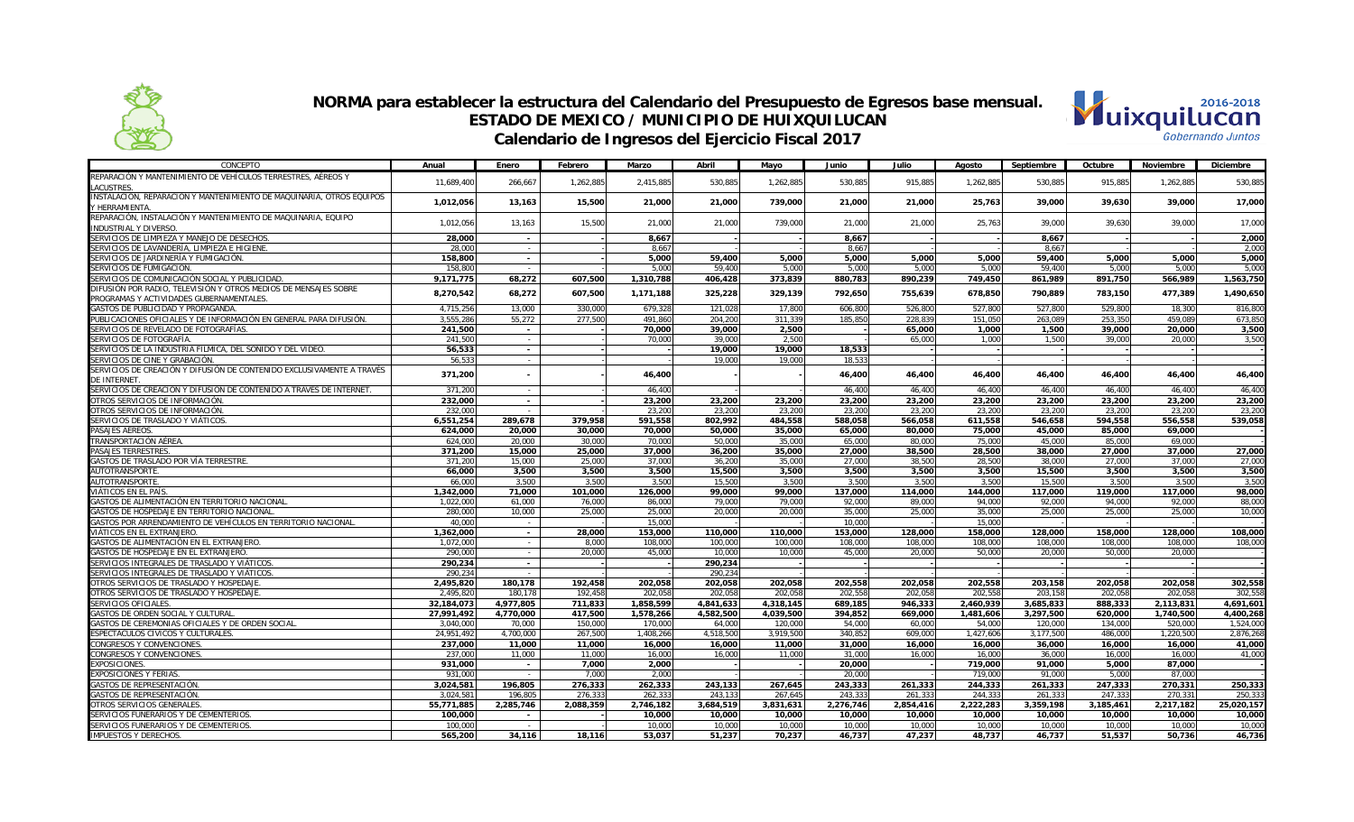# NORMA para establecer la estructura del Calendario del Presupuesto de Egresos base mensual.
## ESTADO DE MEXICO / MUNICIPIO DE HUIXQUILUCAN
## Calendario de Ingresos del Ejercicio Fiscal 2017

| CONCEPTO | Anual | Enero | Febrero | Marzo | Abril | Mayo | Junio | Julio | Agosto | Septiembre | Octubre | Noviembre | Diciembre |
|---|---|---|---|---|---|---|---|---|---|---|---|---|---|
| REPARACIÓN Y MANTENIMIENTO DE VEHÍCULOS TERRESTRES, AÉREOS Y LACUSTRES. | 11,689,400 | 266,667 | 1,262,885 | 2,415,885 | 530,885 | 1,262,885 | 530,885 | 915,885 | 1,262,885 | 530,885 | 915,885 | 1,262,885 | 530,885 |
| INSTALACION, REPARACION Y MANTENIMIENTO DE MAQUINARIA, OTROS EQUIPOS Y HERRAMIENTA. | **1,012,056** | **13,163** | **15,500** | **21,000** | **21,000** | **739,000** | **21,000** | **21,000** | **25,763** | **39,000** | **39,630** | **39,000** | **17,000** |
| REPARACIÓN, INSTALACIÓN Y MANTENIMIENTO DE MAQUINARIA, EQUIPO INDUSTRIAL Y DIVERSO. | 1,012,056 | 13,163 | 15,500 | 21,000 | 21,000 | 739,000 | 21,000 | 21,000 | 25,763 | 39,000 | 39,630 | 39,000 | 17,000 |
| SERVICIOS DE LIMPIEZA Y MANEJO DE DESECHOS. | **28,000** | **-** | **-** | **8,667** | **-** | **-** | **8,667** | **-** | **-** | **8,667** | **-** | **-** | **2,000** |
| SERVICIOS DE LAVANDERÍA, LIMPIEZA E HIGIENE. | 28,000 | - | - | 8,667 | - | - | 8,667 | - | - | 8,667 | - | - | 2,000 |
| SERVICIOS DE JARDINERÍA Y FUMIGACIÓN. | **158,800** | **-** | **-** | **5,000** | **59,400** | **5,000** | **5,000** | **5,000** | **5,000** | **59,400** | **5,000** | **5,000** | **5,000** |
| SERVICIOS DE FUMIGACION. | 158,800 | - | - | 5,000 | 59,400 | 5,000 | 5,000 | 5,000 | 5,000 | 59,400 | 5,000 | 5,000 | 5,000 |
| SERVICIOS DE COMUNICACIÓN SOCIAL Y PUBLICIDAD. | **9,171,775** | **68,272** | **607,500** | **1,310,788** | **406,428** | **373,839** | **880,783** | **890,239** | **749,450** | **861,989** | **891,750** | **566,989** | **1,563,750** |
| DIFUSIÓN POR RADIO, TELEVISIÓN Y OTROS MEDIOS DE MENSAJES SOBRE PROGRAMAS Y ACTIVIDADES GUBERNAMENTALES. | **8,270,542** | **68,272** | **607,500** | **1,171,188** | **325,228** | **329,139** | **792,650** | **755,639** | **678,850** | **790,889** | **783,150** | **477,389** | **1,490,650** |
| GASTOS DE PUBLICIDAD Y PROPAGANDA. | 4,715,256 | 13,000 | 330,000 | 679,328 | 121,028 | 17,800 | 606,800 | 526,800 | 527,800 | 527,800 | 529,800 | 18,300 | 816,800 |
| PUBLICACIONES OFICIALES Y DE INFORMACIÓN EN GENERAL PARA DIFUSIÓN. | 3,555,286 | 55,272 | 277,500 | 491,860 | 204,200 | 311,339 | 185,850 | 228,839 | 151,050 | 263,089 | 253,350 | 459,089 | 673,850 |
| SERVICIOS DE REVELADO DE FOTOGRAFÍAS. | **241,500** | **-** | **-** | **70,000** | **39,000** | **2,500** | **-** | **65,000** | **1,000** | **1,500** | **39,000** | **20,000** | **3,500** |
| SERVICIOS DE FOTOGRAFÍA. | 241,500 | - | - | 70,000 | 39,000 | 2,500 | - | 65,000 | 1,000 | 1,500 | 39,000 | 20,000 | 3,500 |
| SERVICIOS DE LA INDUSTRIA FILMICA, DEL SONIDO Y DEL VIDEO. | **56,533** | **-** | **-** | **-** | **19,000** | **19,000** | **18,533** | **-** | **-** | **-** | **-** | **-** | **-** |
| SERVICIOS DE CINE Y GRABACIÓN. | 56,533 | - | - | - | 19,000 | 19,000 | 18,533 | - | - | - | - | - | - |
| SERVICIOS DE CREACIÓN Y DIFUSIÓN DE CONTENIDO EXCLUSIVAMENTE A TRAVÉS DE INTERNET. | **371,200** | **-** | **-** | **46,400** | **-** | **-** | **46,400** | **46,400** | **46,400** | **46,400** | **46,400** | **46,400** | **46,400** |
| SERVICIOS DE CREACION Y DIFUSION DE CONTENIDO A TRAVES DE INTERNET. | 371,200 | - | - | 46,400 | - | - | 46,400 | 46,400 | 46,400 | 46,400 | 46,400 | 46,400 | 46,400 |
| OTROS SERVICIOS DE INFORMACIÓN. | **232,000** | **-** | **-** | **23,200** | **23,200** | **23,200** | **23,200** | **23,200** | **23,200** | **23,200** | **23,200** | **23,200** | **23,200** |
| OTROS SERVICIOS DE INFORMACIÓN. | 232,000 | - | - | 23,200 | 23,200 | 23,200 | 23,200 | 23,200 | 23,200 | 23,200 | 23,200 | 23,200 | 23,200 |
| SERVICIOS DE TRASLADO Y VIÁTICOS. | **6,551,254** | **289,678** | **379,958** | **591,558** | **802,992** | **484,558** | **588,058** | **566,058** | **611,558** | **546,658** | **594,558** | **556,558** | **539,058** |
| PASAJES AÉREOS. | **624,000** | **20,000** | **30,000** | **70,000** | **50,000** | **35,000** | **65,000** | **80,000** | **75,000** | **45,000** | **85,000** | **69,000** | **-** |
| TRANSPORTACIÓN AÉREA. | 624,000 | 20,000 | 30,000 | 70,000 | 50,000 | 35,000 | 65,000 | 80,000 | 75,000 | 45,000 | 85,000 | 69,000 | - |
| PASAJES TERRESTRES. | **371,200** | **15,000** | **25,000** | **37,000** | **36,200** | **35,000** | **27,000** | **38,500** | **28,500** | **38,000** | **27,000** | **37,000** | **27,000** |
| GASTOS DE TRASLADO POR VÍA TERRESTRE. | 371,200 | 15,000 | 25,000 | 37,000 | 36,200 | 35,000 | 27,000 | 38,500 | 28,500 | 38,000 | 27,000 | 37,000 | 27,000 |
| AUTOTRANSPORTE. | **66,000** | **3,500** | **3,500** | **3,500** | **15,500** | **3,500** | **3,500** | **3,500** | **3,500** | **15,500** | **3,500** | **3,500** | **3,500** |
| AUTOTRANSPORTE. | 66,000 | 3,500 | 3,500 | 3,500 | 15,500 | 3,500 | 3,500 | 3,500 | 3,500 | 15,500 | 3,500 | 3,500 | 3,500 |
| VIÁTICOS EN EL PAÍS. | **1,342,000** | **71,000** | **101,000** | **126,000** | **99,000** | **99,000** | **137,000** | **114,000** | **144,000** | **117,000** | **119,000** | **117,000** | **98,000** |
| GASTOS DE ALIMENTACIÓN EN TERRITORIO NACIONAL. | 1,022,000 | 61,000 | 76,000 | 86,000 | 79,000 | 79,000 | 92,000 | 89,000 | 94,000 | 92,000 | 94,000 | 92,000 | 88,000 |
| GASTOS DE HOSPEDAJE EN TERRITORIO NACIONAL. | 280,000 | 10,000 | 25,000 | 25,000 | 20,000 | 20,000 | 35,000 | 25,000 | 35,000 | 25,000 | 25,000 | 25,000 | 10,000 |
| GASTOS POR ARRENDAMIENTO DE VEHÍCULOS EN TERRITORIO NACIONAL. | 40,000 | - | - | 15,000 | - | - | 10,000 | - | 15,000 | - | - | - | - |
| VIÁTICOS EN EL EXTRANJERO. | **1,362,000** | **-** | **28,000** | **153,000** | **110,000** | **110,000** | **153,000** | **128,000** | **158,000** | **128,000** | **158,000** | **128,000** | **108,000** |
| GASTOS DE ALIMENTACIÓN EN EL EXTRANJERO. | 1,072,000 | - | 8,000 | 108,000 | 100,000 | 100,000 | 108,000 | 108,000 | 108,000 | 108,000 | 108,000 | 108,000 | 108,000 |
| GASTOS DE HOSPEDAJE EN EL EXTRANJERO. | 290,000 | - | 20,000 | 45,000 | 10,000 | 10,000 | 45,000 | 20,000 | 50,000 | 20,000 | 50,000 | 20,000 | - |
| SERVICIOS INTEGRALES DE TRASLADO Y VIÁTICOS. | **290,234** | **-** | **-** | **-** | **290,234** | **-** | **-** | **-** | **-** | **-** | **-** | **-** | **-** |
| SERVICIOS INTEGRALES DE TRASLADO Y VIÁTICOS. | 290,234 | - | - | - | 290,234 | - | - | - | - | - | - | - | - |
| OTROS SERVICIOS DE TRASLADO Y HOSPEDAJE. | **2,495,820** | **180,178** | **192,458** | **202,058** | **202,058** | **202,058** | **202,558** | **202,058** | **202,558** | **203,158** | **202,058** | **202,058** | **302,558** |
| OTROS SERVICIOS DE TRASLADO Y HOSPEDAJE. | 2,495,820 | 180,178 | 192,458 | 202,058 | 202,058 | 202,058 | 202,558 | 202,058 | 202,558 | 203,158 | 202,058 | 202,058 | 302,558 |
| SERVICIOS OFICIALES. | **32,184,073** | **4,977,805** | **711,833** | **1,858,599** | **4,841,633** | **4,318,145** | **689,185** | **946,333** | **2,460,939** | **3,685,833** | **888,333** | **2,113,831** | **4,691,601** |
| GASTOS DE ORDEN SOCIAL Y CULTURAL. | **27,991,492** | **4,770,000** | **417,500** | **1,578,266** | **4,582,500** | **4,039,500** | **394,852** | **669,000** | **1,481,606** | **3,297,500** | **620,000** | **1,740,500** | **4,400,268** |
| GASTOS DE CEREMONIAS OFICIALES Y DE ORDEN SOCIAL. | 3,040,000 | 70,000 | 150,000 | 170,000 | 64,000 | 120,000 | 54,000 | 60,000 | 54,000 | 120,000 | 134,000 | 520,000 | 1,524,000 |
| ESPECTÁCULOS CÍVICOS Y CULTURALES. | 24,951,492 | 4,700,000 | 267,500 | 1,408,266 | 4,518,500 | 3,919,500 | 340,852 | 609,000 | 1,427,606 | 3,177,500 | 486,000 | 1,220,500 | 2,876,268 |
| CONGRESOS Y CONVENCIONES. | **237,000** | **11,000** | **11,000** | **16,000** | **16,000** | **11,000** | **31,000** | **16,000** | **16,000** | **36,000** | **16,000** | **16,000** | **41,000** |
| CONGRESOS Y CONVENCIONES. | 237,000 | 11,000 | 11,000 | 16,000 | 16,000 | 11,000 | 31,000 | 16,000 | 16,000 | 36,000 | 16,000 | 16,000 | 41,000 |
| EXPOSICIONES. | **931,000** | **-** | **7,000** | **2,000** | **-** | **-** | **20,000** | **-** | **719,000** | **91,000** | **5,000** | **87,000** | **-** |
| EXPOSICIONES Y FERIAS. | 931,000 | - | 7,000 | 2,000 | - | - | 20,000 | - | 719,000 | 91,000 | 5,000 | 87,000 | - |
| GASTOS DE REPRESENTACIÓN. | **3,024,581** | **196,805** | **276,333** | **262,333** | **243,133** | **267,645** | **243,333** | **261,333** | **244,333** | **261,333** | **247,333** | **270,331** | **250,333** |
| GASTOS DE REPRESENTACIÓN. | 3,024,581 | 196,805 | 276,333 | 262,333 | 243,133 | 267,645 | 243,333 | 261,333 | 244,333 | 261,333 | 247,333 | 270,331 | 250,333 |
| OTROS SERVICIOS GENERALES. | **55,771,885** | **2,285,746** | **2,088,359** | **2,746,182** | **3,684,519** | **3,831,631** | **2,276,746** | **2,854,416** | **2,222,283** | **3,359,198** | **3,185,461** | **2,217,182** | **25,020,157** |
| SERVICIOS FUNERARIOS Y DE CEMENTERIOS. | **100,000** | **-** | **-** | **10,000** | **10,000** | **10,000** | **10,000** | **10,000** | **10,000** | **10,000** | **10,000** | **10,000** | **10,000** |
| SERVICIOS FUNERARIOS Y DE CEMENTERIOS. | 100,000 | - | - | 10,000 | 10,000 | 10,000 | 10,000 | 10,000 | 10,000 | 10,000 | 10,000 | 10,000 | 10,000 |
| IMPUESTOS Y DERECHOS. | **565,200** | **34,116** | **18,116** | **53,037** | **51,237** | **70,237** | **46,737** | **47,237** | **48,737** | **46,737** | **51,537** | **50,736** | **46,736** |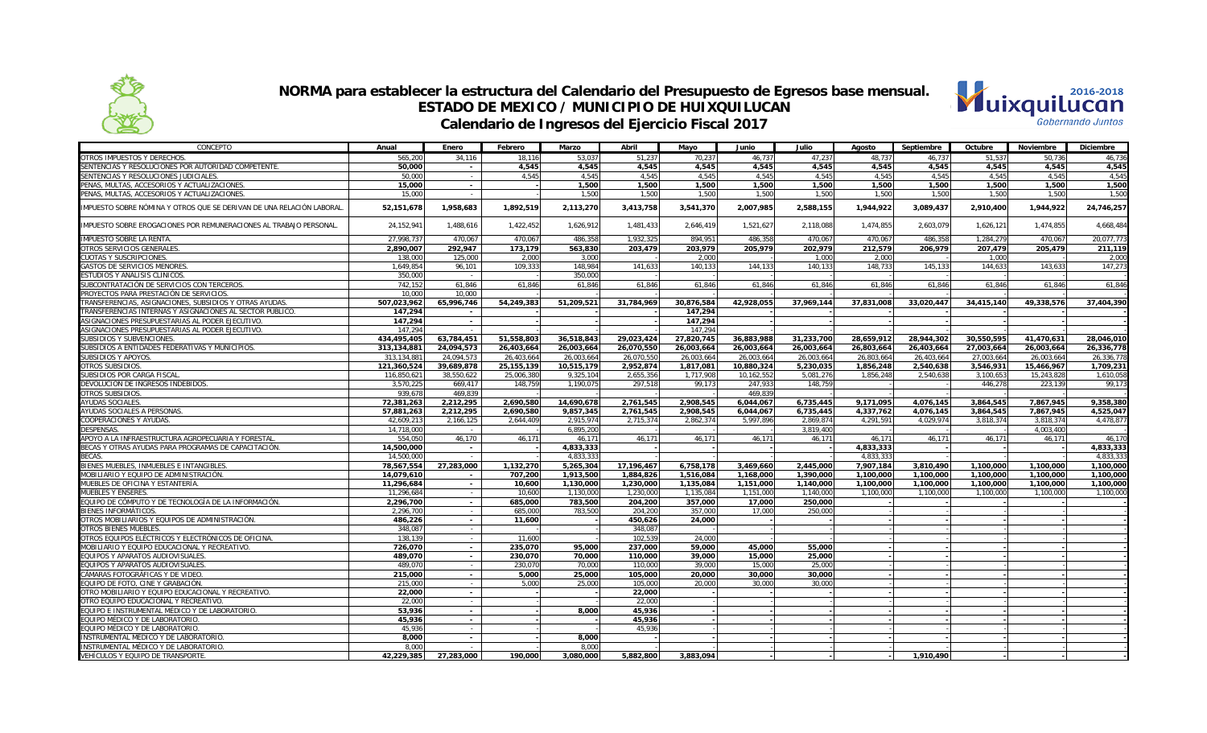# NORMA para establecer la estructura del Calendario del Presupuesto de Egresos base mensual.
## ESTADO DE MEXICO / MUNICIPIO DE HUIXQUILUCAN
## Calendario de Ingresos del Ejercicio Fiscal 2017

| CONCEPTO | Anual | Enero | Febrero | Marzo | Abril | Mayo | Junio | Julio | Agosto | Septiembre | Octubre | Noviembre | Diciembre |
|---|---|---|---|---|---|---|---|---|---|---|---|---|---|
| OTROS IMPUESTOS Y DERECHOS. | 565,200 | 34,116 | 18,116 | 53,037 | 51,237 | 70,237 | 46,737 | 47,237 | 48,737 | 46,737 | 51,537 | 50,736 | 46,736 |
| SENTENCIAS Y RESOLUCIONES POR AUTORIDAD COMPETENTE. | **50,000** | - | **4,545** | **4,545** | **4,545** | **4,545** | **4,545** | **4,545** | **4,545** | **4,545** | **4,545** | **4,545** | **4,545** |
| SENTENCIAS Y RESOLUCIONES JUDICIALES. | 50,000 | - | 4,545 | 4,545 | 4,545 | 4,545 | 4,545 | 4,545 | 4,545 | 4,545 | 4,545 | 4,545 | 4,545 |
| PENAS, MULTAS, ACCESORIOS Y ACTUALIZACIONES. | **15,000** | - | - | **1,500** | **1,500** | **1,500** | **1,500** | **1,500** | **1,500** | **1,500** | **1,500** | **1,500** | **1,500** |
| PENAS, MULTAS, ACCESORIOS Y ACTUALIZACIONES. | 15,000 | - | | 1,500 | 1,500 | 1,500 | 1,500 | 1,500 | 1,500 | 1,500 | 1,500 | 1,500 | 1,500 |
| IMPUESTO SOBRE NÓMINA Y OTROS QUE SE DERIVAN DE UNA RELACIÓN LABORAL. | **52,151,678** | **1,958,683** | **1,892,519** | **2,113,270** | **3,413,758** | **3,541,370** | **2,007,985** | **2,588,155** | **1,944,922** | **3,089,437** | **2,910,400** | **1,944,922** | **24,746,257** |
| IMPUESTO SOBRE EROGACIONES POR REMUNERACIONES AL TRABAJO PERSONAL. | 24,152,941 | 1,488,616 | 1,422,452 | 1,626,912 | 1,481,433 | 2,646,419 | 1,521,627 | 2,118,088 | 1,474,855 | 2,603,079 | 1,626,121 | 1,474,855 | 4,668,484 |
| IMPUESTO SOBRE LA RENTA. | 27,998,737 | 470,067 | 470,067 | 486,358 | 1,932,325 | 894,951 | 486,358 | 470,067 | 470,067 | 486,358 | 1,284,279 | 470,067 | 20,077,773 |
| OTROS SERVICIOS GENERALES. | **2,890,007** | **292,947** | **173,179** | **563,830** | **203,479** | **203,979** | **205,979** | **202,979** | **212,579** | **206,979** | **207,479** | **205,479** | **211,119** |
| CUOTAS Y SUSCRIPCIONES. | 138,000 | 125,000 | 2,000 | 3,000 | - | 2,000 | - | 1,000 | 2,000 | - | 1,000 | - | 2,000 |
| GASTOS DE SERVICIOS MENORES. | 1,649,854 | 96,101 | 109,333 | 148,984 | 141,633 | 140,133 | 144,133 | 140,133 | 148,733 | 145,133 | 144,633 | 143,633 | 147,273 |
| ESTUDIOS Y ANÁLISIS CLÍNICOS. | 350,000 | - | - | 350,000 | | | | | | | | | |
| SUBCONTRATACIÓN DE SERVICIOS CON TERCEROS. | 742,152 | 61,846 | 61,846 | 61,846 | 61,846 | 61,846 | 61,846 | 61,846 | 61,846 | 61,846 | 61,846 | 61,846 | 61,846 |
| PROYECTOS PARA PRESTACIÓN DE SERVICIOS. | 10,000 | 10,000 | | | | | | | | | | | |
| TRANSFERENCIAS, ASIGNACIONES, SUBSIDIOS Y OTRAS AYUDAS. | **507,023,962** | **65,996,746** | **54,249,383** | **51,209,521** | **31,784,969** | **30,876,584** | **42,928,055** | **37,969,144** | **37,831,008** | **33,020,447** | **34,415,140** | **49,338,576** | **37,404,390** |
| TRANSFERENCIAS INTERNAS Y ASIGNACIONES AL SECTOR PUBLICO. | **147,294** | - | - | - | - | **147,294** | - | - | - | - | - | - | - |
| ASIGNACIONES PRESUPUESTARIAS AL PODER EJECUTIVO. | **147,294** | - | - | - | - | **147,294** | - | - | - | - | - | - | - |
| ASIGNACIONES PRESUPUESTARIAS AL PODER EJECUTIVO. | 147,294 | - | | | | 147,294 | | | | | | | |
| SUBSIDIOS Y SUBVENCIONES. | **434,495,405** | **63,784,451** | **51,558,803** | **36,518,843** | **29,023,424** | **27,820,745** | **36,883,988** | **31,233,700** | **28,659,912** | **28,944,302** | **30,550,595** | **41,470,631** | **28,046,010** |
| SUBSIDIOS A ENTIDADES FEDERATIVAS Y MUNICIPIOS. | **313,134,881** | **24,094,573** | **26,403,664** | **26,003,664** | **26,070,550** | **26,003,664** | **26,003,664** | **26,003,664** | **26,803,664** | **26,403,664** | **27,003,664** | **26,003,664** | **26,336,778** |
| SUBSIDIOS Y APOYOS. | 313,134,881 | 24,094,573 | 26,403,664 | 26,003,664 | 26,070,550 | 26,003,664 | 26,003,664 | 26,003,664 | 26,803,664 | 26,403,664 | 27,003,664 | 26,003,664 | 26,336,778 |
| OTROS SUBSIDIOS. | **121,360,524** | **39,689,878** | **25,155,139** | **10,515,179** | **2,952,874** | **1,817,081** | **10,880,324** | **5,230,035** | **1,856,248** | **2,540,638** | **3,546,931** | **15,466,967** | **1,709,231** |
| SUBSIDIOS POR CARGA FISCAL. | 116,850,621 | 38,550,622 | 25,006,380 | 9,325,104 | 2,655,356 | 1,717,908 | 10,162,552 | 5,081,276 | 1,856,248 | 2,540,638 | 3,100,653 | 15,243,828 | 1,610,058 |
| DEVOLUCION DE INGRESOS INDEBIDOS. | 3,570,225 | 669,417 | 148,759 | 1,190,075 | 297,518 | 99,173 | 247,933 | 148,759 | - | - | 446,278 | 223,139 | 99,173 |
| OTROS SUBSIDIOS. | 939,678 | 469,839 | | | | | 469,839 | | | | | | |
| AYUDAS SOCIALES. | **72,381,263** | **2,212,295** | **2,690,580** | **14,690,678** | **2,761,545** | **2,908,545** | **6,044,067** | **6,735,445** | **9,171,095** | **4,076,145** | **3,864,545** | **7,867,945** | **9,358,380** |
| AYUDAS SOCIALES A PERSONAS. | **57,881,263** | **2,212,295** | **2,690,580** | **9,857,345** | **2,761,545** | **2,908,545** | **6,044,067** | **6,735,445** | **4,337,762** | **4,076,145** | **3,864,545** | **7,867,945** | **4,525,047** |
| COOPERACIONES Y AYUDAS. | 42,609,213 | 2,166,125 | 2,644,409 | 2,915,974 | 2,715,374 | 2,862,374 | 5,997,896 | 2,869,874 | 4,291,591 | 4,029,974 | 3,818,374 | 3,818,374 | 4,478,877 |
| DESPENSAS. | 14,718,000 | - | - | 6,895,200 | | | | 3,819,400 | | | | 4,003,400 | |
| APOYO A LA INFRAESTRUCTURA AGROPECUARIA Y FORESTAL. | 554,050 | 46,170 | 46,171 | 46,171 | 46,171 | 46,171 | 46,171 | 46,171 | 46,171 | 46,171 | 46,171 | 46,171 | 46,170 |
| BECAS Y OTRAS AYUDAS PARA PROGRAMAS DE CAPACITACIÓN. | **14,500,000** | - | - | **4,833,333** | - | - | - | - | **4,833,333** | - | - | - | **4,833,333** |
| BECAS. | 14,500,000 | - | | 4,833,333 | | | | | 4,833,333 | | | | 4,833,333 |
| BIENES MUEBLES, INMUEBLES E INTANGIBLES. | **78,567,554** | **27,283,000** | **1,132,270** | **5,265,304** | **17,196,467** | **6,758,178** | **3,469,660** | **2,445,000** | **7,907,184** | **3,810,490** | **1,100,000** | **1,100,000** | **1,100,000** |
| MOBILIARIO Y EQUIPO DE ADMINISTRACIÓN. | **14,079,610** | - | **707,200** | **1,913,500** | **1,884,826** | **1,516,084** | **1,168,000** | **1,390,000** | **1,100,000** | **1,100,000** | **1,100,000** | **1,100,000** | **1,100,000** |
| MUEBLES DE OFICINA Y ESTANTERÍA. | **11,296,684** | - | **10,600** | **1,130,000** | **1,230,000** | **1,135,084** | **1,151,000** | **1,140,000** | **1,100,000** | **1,100,000** | **1,100,000** | **1,100,000** | **1,100,000** |
| MUEBLES Y ENSERES. | 11,296,684 | - | 10,600 | 1,130,000 | 1,230,000 | 1,135,084 | 1,151,000 | 1,140,000 | 1,100,000 | 1,100,000 | 1,100,000 | 1,100,000 | 1,100,000 |
| EQUIPO DE CÓMPUTO Y DE TECNOLOGÍA DE LA INFORMACIÓN. | **2,296,700** | - | **685,000** | **783,500** | **204,200** | **357,000** | **17,000** | **250,000** | - | - | - | - | - |
| BIENES INFORMÁTICOS. | 2,296,700 | - | 685,000 | 783,500 | 204,200 | 357,000 | 17,000 | 250,000 | | | | | |
| OTROS MOBILIARIOS Y EQUIPOS DE ADMINISTRACIÓN. | **486,226** | - | **11,600** | - | **450,626** | **24,000** | - | - | - | - | - | - | - |
| OTROS BIENES MUEBLES. | 348,087 | - | | | 348,087 | | | | | | | | |
| OTROS EQUIPOS ELÉCTRICOS Y ELECTRÓNICOS DE OFICINA. | 138,139 | - | 11,600 | | 102,539 | 24,000 | | | | | | | |
| MOBILIARIO Y EQUIPO EDUCACIONAL Y RECREATIVO. | **726,070** | - | **235,070** | **95,000** | **237,000** | **59,000** | **45,000** | **55,000** | - | - | - | - | - |
| EQUIPOS Y APARATOS AUDIOVISUALES. | **489,070** | - | **230,070** | **70,000** | **110,000** | **39,000** | **15,000** | **25,000** | - | - | - | - | - |
| EQUIPOS Y APARATOS AUDIOVISUALES. | 489,070 | - | 230,070 | 70,000 | 110,000 | 39,000 | 15,000 | 25,000 | | | | | |
| CÁMARAS FOTOGRÁFICAS Y DE VIDEO. | **215,000** | - | **5,000** | **25,000** | **105,000** | **20,000** | **30,000** | **30,000** | - | - | - | - | - |
| EQUIPO DE FOTO, CINE Y GRABACIÓN. | 215,000 | - | 5,000 | 25,000 | 105,000 | 20,000 | 30,000 | 30,000 | | | | | |
| OTRO MOBILIARIO Y EQUIPO EDUCACIONAL Y RECREATIVO. | **22,000** | - | - | - | **22,000** | - | - | - | - | - | - | - | - |
| OTRO EQUIPO EDUCACIONAL Y RECREATIVO. | 22,000 | - | | | 22,000 | | | | | | | | |
| EQUIPO E INSTRUMENTAL MÉDICO Y DE LABORATORIO. | **53,936** | - | - | **8,000** | **45,936** | - | - | - | - | - | - | - | - |
| EQUIPO MÉDICO Y DE LABORATORIO. | **45,936** | - | - | - | **45,936** | - | - | - | - | - | - | - | - |
| EQUIPO MÉDICO Y DE LABORATORIO. | 45,936 | - | | | 45,936 | | | | | | | | |
| INSTRUMENTAL MEDICO Y DE LABORATORIO. | **8,000** | - | - | **8,000** | - | - | - | - | - | - | - | - | - |
| INSTRUMENTAL MÉDICO Y DE LABORATORIO. | 8,000 | - | | 8,000 | | | | | | | | | |
| VEHÍCULOS Y EQUIPO DE TRANSPORTE. | **42,229,385** | **27,283,000** | **190,000** | **3,080,000** | **5,882,800** | **3,883,094** | - | - | - | **1,910,490** | - | - | - |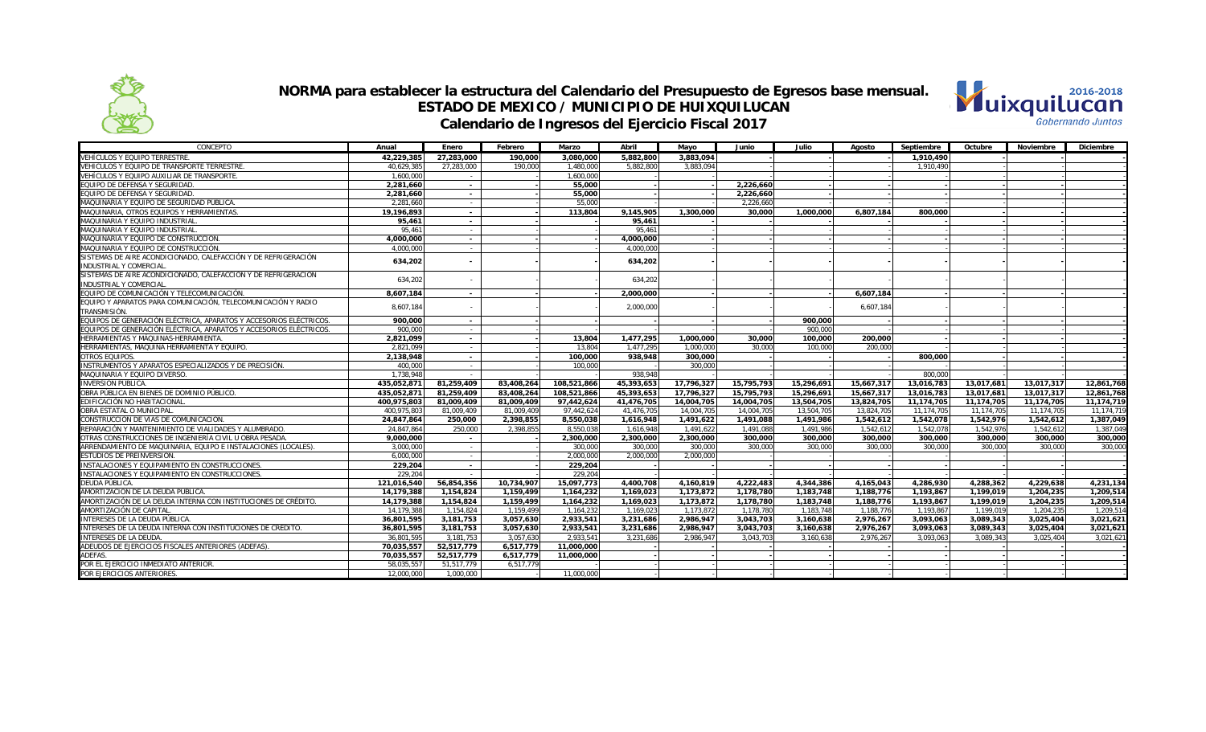# NORMA para establecer la estructura del Calendario del Presupuesto de Egresos base mensual.
## ESTADO DE MEXICO / MUNICIPIO DE HUIXQUILUCAN
## Calendario de Ingresos del Ejercicio Fiscal 2017

| CONCEPTO | Anual | Enero | Febrero | Marzo | Abril | Mayo | Junio | Julio | Agosto | Septiembre | Octubre | Noviembre | Diciembre |
|---|---|---|---|---|---|---|---|---|---|---|---|---|---|
| VEHÍCULOS Y EQUIPO TERRESTRE. | **42,229,385** | **27,283,000** | **190,000** | **3,080,000** | **5,882,800** | **3,883,094** | - | - | - | **1,910,490** | - | - | - |
| VEHÍCULOS Y EQUIPO DE TRANSPORTE TERRESTRE. | 40,629,385 | 27,283,000 | 190,000 | 1,480,000 | 5,882,800 | 3,883,094 | - | - | - | 1,910,490 | - | - | - |
| VEHÍCULOS Y EQUIPO AUXILIAR DE TRANSPORTE. | 1,600,000 | - | - | 1,600,000 | - | - | - | - | - | - | - | - | - |
| EQUIPO DE DEFENSA Y SEGURIDAD. | **2,281,660** | - | - | **55,000** | - | - | **2,226,660** | - | - | - | - | - | - |
| EQUIPO DE DEFENSA Y SEGURIDAD. | **2,281,660** | - | - | **55,000** | - | - | **2,226,660** | - | - | - | - | - | - |
| MAQUINARIA Y EQUIPO DE SEGURIDAD PUBLICA. | 2,281,660 | - | - | 55,000 | - | - | 2,226,660 | - | - | - | - | - | - |
| MAQUINARIA, OTROS EQUIPOS Y HERRAMIENTAS. | **19,196,893** | - | - | **113,804** | **9,145,905** | **1,300,000** | **30,000** | **1,000,000** | **6,807,184** | **800,000** | - | - | - |
| MAQUINARIA Y EQUIPO INDUSTRIAL. | **95,461** | - | - | - | **95,461** | - | - | - | - | - | - | - | - |
| MAQUINARIA Y EQUIPO INDUSTRIAL. | 95,461 | - | - | - | 95,461 | - | - | - | - | - | - | - | - |
| MAQUINARIA Y EQUIPO DE CONSTRUCCIÓN. | **4,000,000** | - | - | - | **4,000,000** | - | - | - | - | - | - | - | - |
| MAQUINARIA Y EQUIPO DE CONSTRUCCIÓN. | 4,000,000 | - | - | - | 4,000,000 | - | - | - | - | - | - | - | - |
| SISTEMAS DE AIRE ACONDICIONADO, CALEFACCIÓN Y DE REFRIGERACIÓN INDUSTRIAL Y COMERCIAL. | **634,202** | - | - | - | **634,202** | - | - | - | - | - | - | - | - |
| SISTEMAS DE AIRE ACONDICIONADO, CALEFACCIÓN Y DE REFRIGERACIÓN INDUSTRIAL Y COMERCIAL. | 634,202 | - | - | - | 634,202 | - | - | - | - | - | - | - | - |
| EQUIPO DE COMUNICACIÓN Y TELECOMUNICACIÓN. | **8,607,184** | - | - | - | **2,000,000** | - | - | - | **6,607,184** | - | - | - | - |
| EQUIPO Y APARATOS PARA COMUNICACIÓN, TELECOMUNICACIÓN Y RADIO TRANSMISIÓN. | 8,607,184 | - | - | - | 2,000,000 | - | - | - | 6,607,184 | - | - | - | - |
| EQUIPOS DE GENERACIÓN ELÉCTRICA, APARATOS Y ACCESORIOS ELÉCTRICOS. | **900,000** | - | - | - | - | - | - | **900,000** | - | - | - | - | - |
| EQUIPOS DE GENERACIÓN ELÉCTRICA, APARATOS Y ACCESORIOS ELÉCTRICOS. | 900,000 | - | - | - | - | - | - | 900,000 | - | - | - | - | - |
| HERRAMIENTAS Y MÁQUINAS-HERRAMIENTA. | **2,821,099** | - | - | **13,804** | **1,477,295** | **1,000,000** | **30,000** | **100,000** | **200,000** | - | - | - | - |
| HERRAMIENTAS, MÁQUINA HERRAMIENTA Y EQUIPO. | 2,821,099 | - | - | 13,804 | 1,477,295 | 1,000,000 | 30,000 | 100,000 | 200,000 | - | - | - | - |
| OTROS EQUIPOS. | **2,138,948** | - | - | **100,000** | **938,948** | **300,000** | - | - | - | **800,000** | - | - | - |
| INSTRUMENTOS Y APARATOS ESPECIALIZADOS Y DE PRECISIÓN. | 400,000 | - | - | 100,000 | - | 300,000 | - | - | - | - | - | - | - |
| MAQUINARIA Y EQUIPO DIVERSO. | 1,738,948 | - | - | - | 938,948 | - | - | - | - | 800,000 | - | - | - |
| INVERSIÓN PÚBLICA. | **435,052,871** | **81,259,409** | **83,408,264** | **108,521,866** | **45,393,653** | **17,796,327** | **15,795,793** | **15,296,691** | **15,667,317** | **13,016,783** | **13,017,681** | **13,017,317** | **12,861,768** |
| OBRA PÚBLICA EN BIENES DE DOMINIO PÚBLICO. | **435,052,871** | **81,259,409** | **83,408,264** | **108,521,866** | **45,393,653** | **17,796,327** | **15,795,793** | **15,296,691** | **15,667,317** | **13,016,783** | **13,017,681** | **13,017,317** | **12,861,768** |
| EDIFICACIÓN NO HABITACIONAL. | **400,975,803** | **81,009,409** | **81,009,409** | **97,442,624** | **41,476,705** | **14,004,705** | **14,004,705** | **13,504,705** | **13,824,705** | **11,174,705** | **11,174,705** | **11,174,705** | **11,174,719** |
| OBRA ESTATAL O MUNICIPAL. | 400,975,803 | 81,009,409 | 81,009,409 | 97,442,624 | 41,476,705 | 14,004,705 | 14,004,705 | 13,504,705 | 13,824,705 | 11,174,705 | 11,174,705 | 11,174,705 | 11,174,719 |
| CONSTRUCCIÓN DE VÍAS DE COMUNICACIÓN. | **24,847,864** | **250,000** | **2,398,855** | **8,550,038** | **1,616,948** | **1,491,622** | **1,491,088** | **1,491,986** | **1,542,612** | **1,542,078** | **1,542,976** | **1,542,612** | **1,387,049** |
| REPARACIÓN Y MANTENIMIENTO DE VIALIDADES Y ALUMBRADO. | 24,847,864 | 250,000 | 2,398,855 | 8,550,038 | 1,616,948 | 1,491,622 | 1,491,088 | 1,491,986 | 1,542,612 | 1,542,078 | 1,542,976 | 1,542,612 | 1,387,049 |
| OTRAS CONSTRUCCIONES DE INGENIERÍA CIVIL U OBRA PESADA. | **9,000,000** | - | - | **2,300,000** | **2,300,000** | **2,300,000** | **300,000** | **300,000** | **300,000** | **300,000** | **300,000** | **300,000** | **300,000** |
| ARRENDAMIENTO DE MAQUINARIA, EQUIPO E INSTALACIONES (LOCALES). | 3,000,000 | - | - | 300,000 | 300,000 | 300,000 | 300,000 | 300,000 | 300,000 | 300,000 | 300,000 | 300,000 | 300,000 |
| ESTUDIOS DE PREINVERSIÓN. | 6,000,000 | - | - | 2,000,000 | 2,000,000 | 2,000,000 | - | - | - | - | - | - | - |
| INSTALACIONES Y EQUIPAMIENTO EN CONSTRUCCIONES. | **229,204** | - | - | **229,204** | - | - | - | - | - | - | - | - | - |
| INSTALACIONES Y EQUIPAMIENTO EN CONSTRUCCIONES. | 229,204 | - | - | 229,204 | - | - | - | - | - | - | - | - | - |
| DEUDA PÚBLICA. | **121,016,540** | **56,854,356** | **10,734,907** | **15,097,773** | **4,400,708** | **4,160,819** | **4,222,483** | **4,344,386** | **4,165,043** | **4,286,930** | **4,288,362** | **4,229,638** | **4,231,134** |
| AMORTIZACIÓN DE LA DEUDA PÚBLICA. | **14,179,388** | **1,154,824** | **1,159,499** | **1,164,232** | **1,169,023** | **1,173,872** | **1,178,780** | **1,183,748** | **1,188,776** | **1,193,867** | **1,199,019** | **1,204,235** | **1,209,514** |
| AMORTIZACIÓN DE LA DEUDA INTERNA CON INSTITUCIONES DE CRÉDITO. | **14,179,388** | **1,154,824** | **1,159,499** | **1,164,232** | **1,169,023** | **1,173,872** | **1,178,780** | **1,183,748** | **1,188,776** | **1,193,867** | **1,199,019** | **1,204,235** | **1,209,514** |
| AMORTIZACIÓN DE CAPITAL. | 14,179,388 | 1,154,824 | 1,159,499 | 1,164,232 | 1,169,023 | 1,173,872 | 1,178,780 | 1,183,748 | 1,188,776 | 1,193,867 | 1,199,019 | 1,204,235 | 1,209,514 |
| INTERESES DE LA DEUDA PÚBLICA. | **36,801,595** | **3,181,753** | **3,057,630** | **2,933,541** | **3,231,686** | **2,986,947** | **3,043,703** | **3,160,638** | **2,976,267** | **3,093,063** | **3,089,343** | **3,025,404** | **3,021,621** |
| INTERESES DE LA DEUDA INTERNA CON INSTITUCIONES DE CRÉDITO. | **36,801,595** | **3,181,753** | **3,057,630** | **2,933,541** | **3,231,686** | **2,986,947** | **3,043,703** | **3,160,638** | **2,976,267** | **3,093,063** | **3,089,343** | **3,025,404** | **3,021,621** |
| INTERESES DE LA DEUDA. | 36,801,595 | 3,181,753 | 3,057,630 | 2,933,541 | 3,231,686 | 2,986,947 | 3,043,703 | 3,160,638 | 2,976,267 | 3,093,063 | 3,089,343 | 3,025,404 | 3,021,621 |
| ADEUDOS DE EJERCICIOS FISCALES ANTERIORES (ADEFAS). | **70,035,557** | **52,517,779** | **6,517,779** | **11,000,000** | - | - | - | - | - | - | - | - | - |
| ADEFAS. | **70,035,557** | **52,517,779** | **6,517,779** | **11,000,000** | - | - | - | - | - | - | - | - | - |
| POR EL EJERCICIO INMEDIATO ANTERIOR. | 58,035,557 | 51,517,779 | 6,517,779 | - | - | - | - | - | - | - | - | - | - |
| POR EJERCICIOS ANTERIORES. | 12,000,000 | 1,000,000 | - | 11,000,000 | - | - | - | - | - | - | - | - | - |